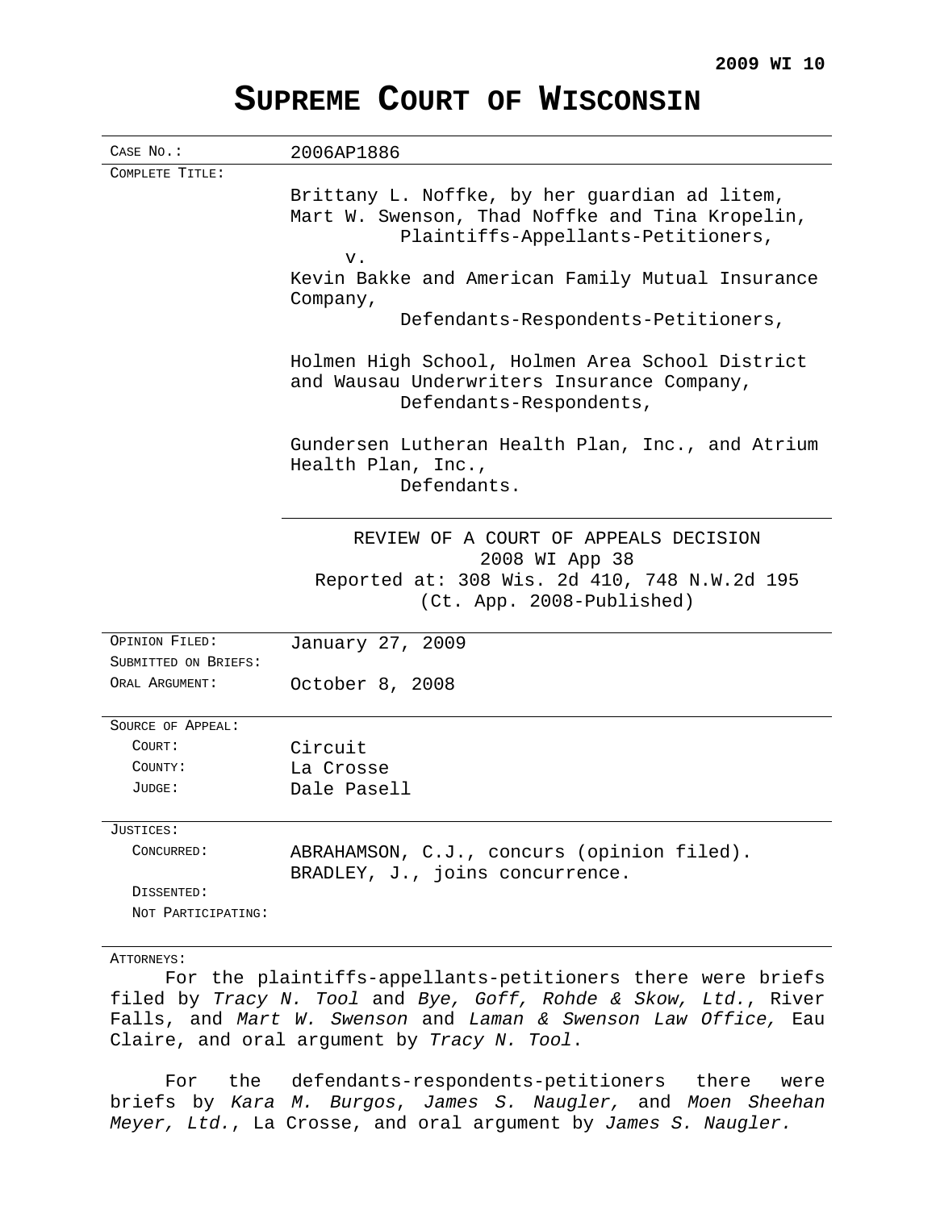**2009 WI 10**

# SUPREME COURT OF WISCONSIN

| | |
|---|---|
| CASE NO.: | 2006AP1886 |
| COMPLETE TITLE: | Brittany L. Noffke, by her guardian ad litem, Mart W. Swenson, Thad Noffke and Tina Kropelin, Plaintiffs-Appellants-Petitioners, v. Kevin Bakke and American Family Mutual Insurance Company, Defendants-Respondents-Petitioners, Holmen High School, Holmen Area School District and Wausau Underwriters Insurance Company, Defendants-Respondents, Gundersen Lutheran Health Plan, Inc., and Atrium Health Plan, Inc., Defendants. |
| | REVIEW OF A COURT OF APPEALS DECISION 2008 WI App 38 Reported at: 308 Wis. 2d 410, 748 N.W.2d 195 (Ct. App. 2008-Published) |
| OPINION FILED: | January 27, 2009 |
| SUBMITTED ON BRIEFS: | |
| ORAL ARGUMENT: | October 8, 2008 |
| SOURCE OF APPEAL: | |
| COURT: | Circuit |
| COUNTY: | La Crosse |
| JUDGE: | Dale Pasell |
| JUSTICES: | |
| CONCURRED: | ABRAHAMSON, C.J., concurs (opinion filed). BRADLEY, J., joins concurrence. |
| DISSENTED: | |
| NOT PARTICIPATING: | |

ATTORNEYS:

For the plaintiffs-appellants-petitioners there were briefs filed by *Tracy N. Tool* and *Bye, Goff, Rohde & Skow, Ltd.*, River Falls, and *Mart W. Swenson* and *Laman & Swenson Law Office,* Eau Claire, and oral argument by *Tracy N. Tool*.

For the defendants-respondents-petitioners there were briefs by *Kara M. Burgos*, *James S. Naugler,* and *Moen Sheehan Meyer, Ltd.*, La Crosse, and oral argument by *James S. Naugler.*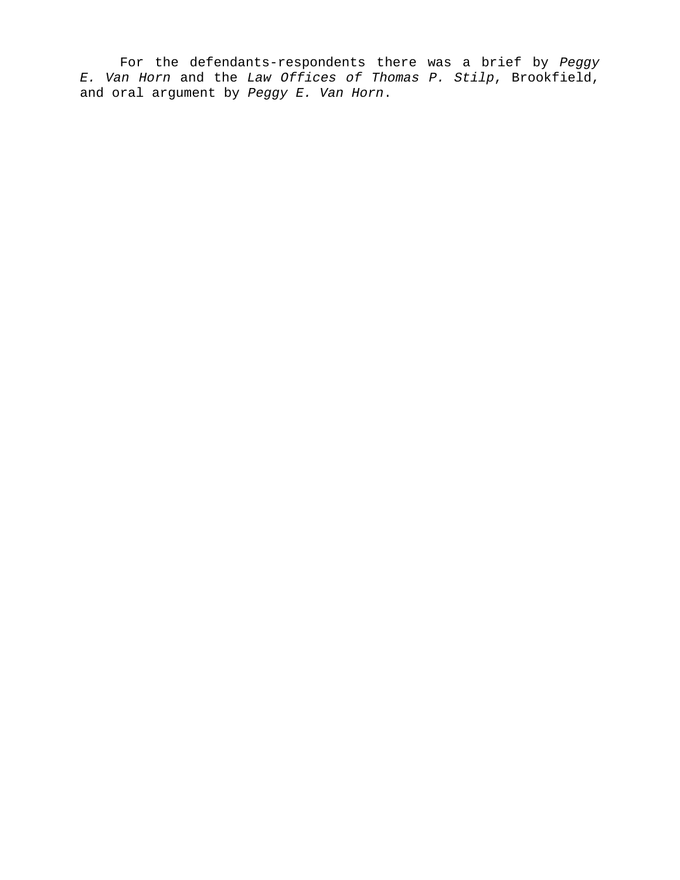For the defendants-respondents there was a brief by *Peggy E. Van Horn* and the *Law Offices of Thomas P. Stilp*, Brookfield, and oral argument by *Peggy E. Van Horn*.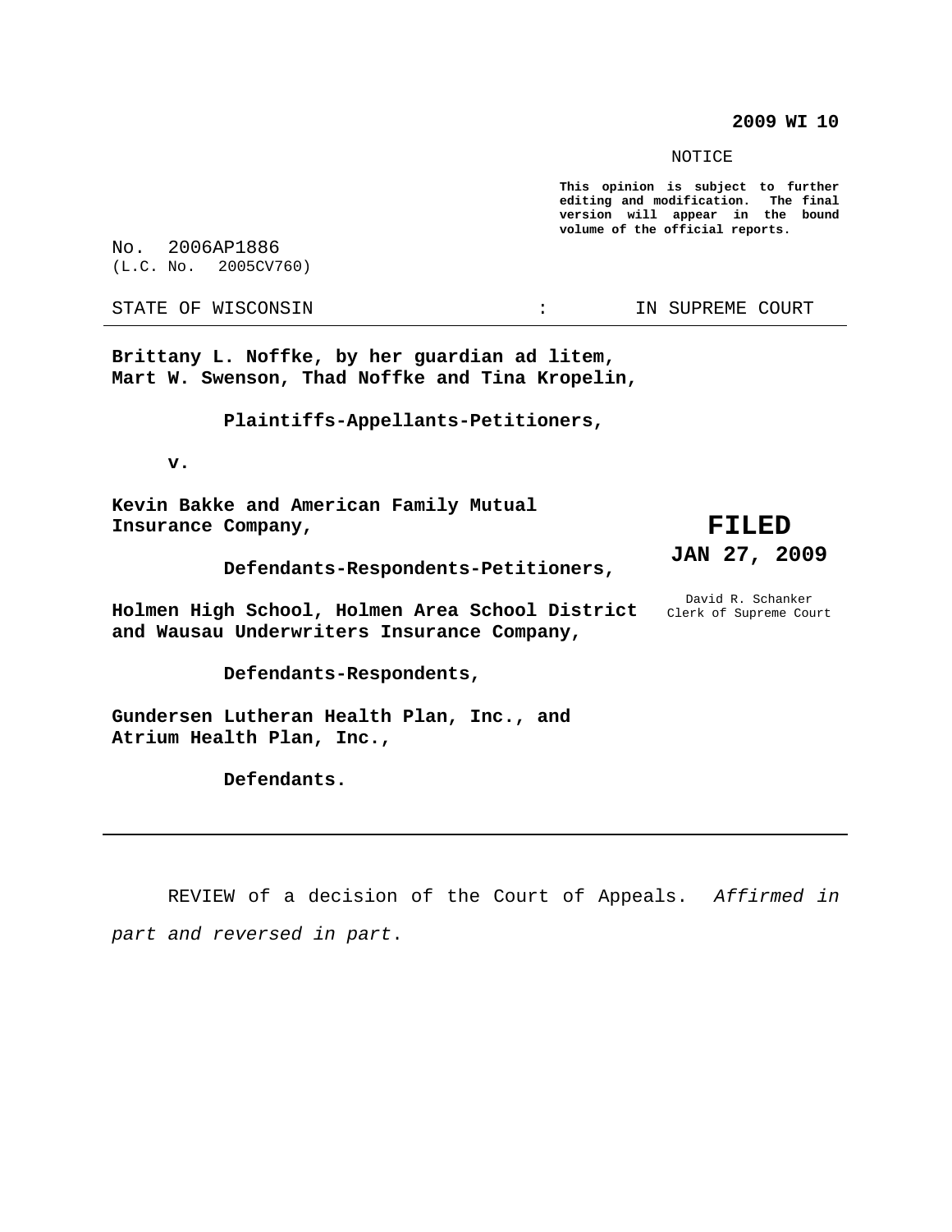**2009 WI 10**

NOTICE

**This opinion is subject to further editing and modification. The final version will appear in the bound volume of the official reports.**

No. 2006AP1886
(L.C. No. 2005CV760)

STATE OF WISCONSIN : IN SUPREME COURT

---

**Brittany L. Noffke, by her guardian ad litem, Mart W. Swenson, Thad Noffke and Tina Kropelin,**

**Plaintiffs-Appellants-Petitioners,**

**v.**

**Kevin Bakke and American Family Mutual Insurance Company,**

**Defendants-Respondents-Petitioners,**

**Holmen High School, Holmen Area School District and Wausau Underwriters Insurance Company,**

**Defendants-Respondents,**

**Gundersen Lutheran Health Plan, Inc., and Atrium Health Plan, Inc.,**

**Defendants.**

**FILED**

**JAN 27, 2009**

David R. Schanker
Clerk of Supreme Court

---

REVIEW of a decision of the Court of Appeals. *Affirmed in part and reversed in part*.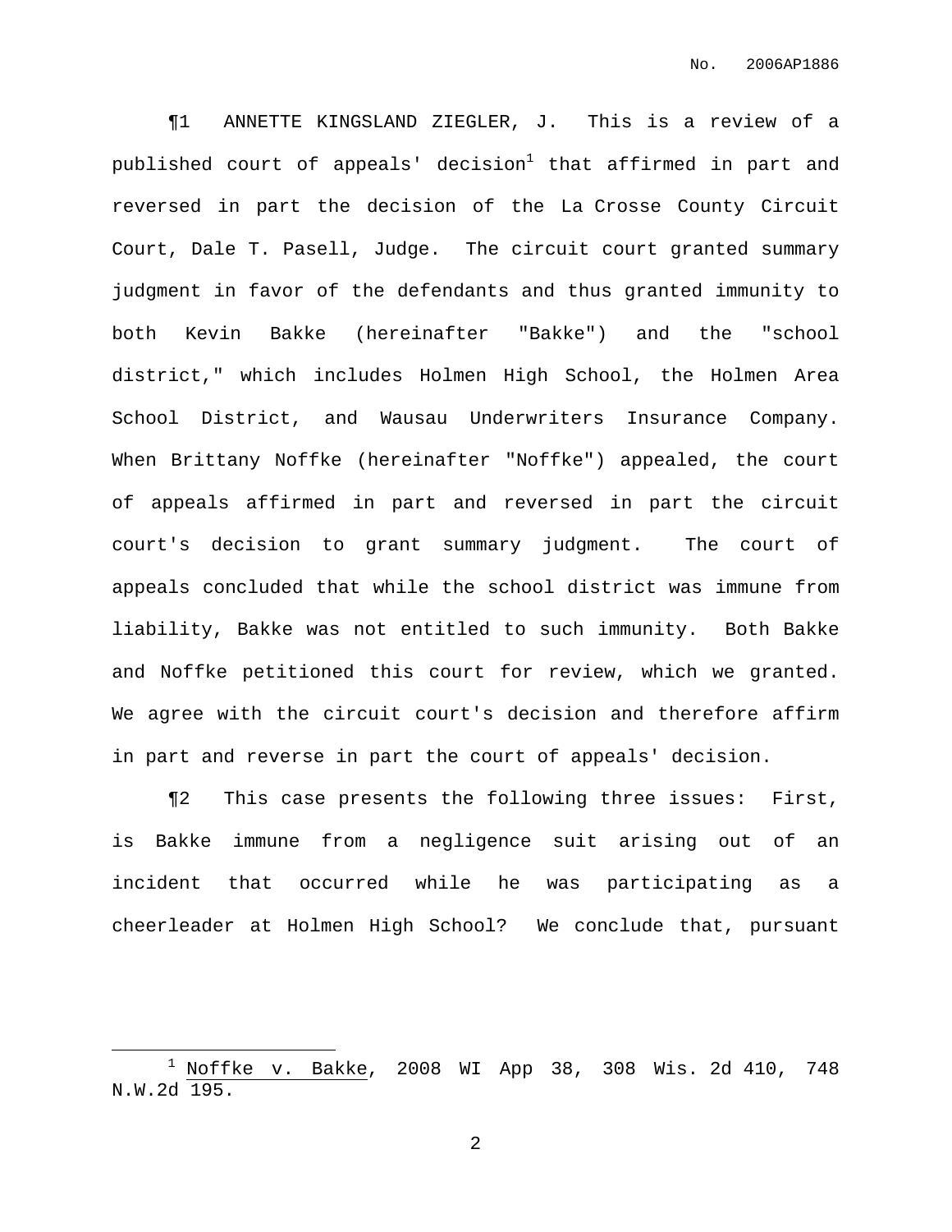¶1 ANNETTE KINGSLAND ZIEGLER, J. This is a review of a published court of appeals' decision[1] that affirmed in part and reversed in part the decision of the La Crosse County Circuit Court, Dale T. Pasell, Judge. The circuit court granted summary judgment in favor of the defendants and thus granted immunity to both Kevin Bakke (hereinafter "Bakke") and the "school district," which includes Holmen High School, the Holmen Area School District, and Wausau Underwriters Insurance Company. When Brittany Noffke (hereinafter "Noffke") appealed, the court of appeals affirmed in part and reversed in part the circuit court's decision to grant summary judgment. The court of appeals concluded that while the school district was immune from liability, Bakke was not entitled to such immunity. Both Bakke and Noffke petitioned this court for review, which we granted. We agree with the circuit court's decision and therefore affirm in part and reverse in part the court of appeals' decision.

¶2 This case presents the following three issues: First, is Bakke immune from a negligence suit arising out of an incident that occurred while he was participating as a cheerleader at Holmen High School? We conclude that, pursuant

---

[1] Noffke v. Bakke, 2008 WI App 38, 308 Wis. 2d 410, 748 N.W.2d 195.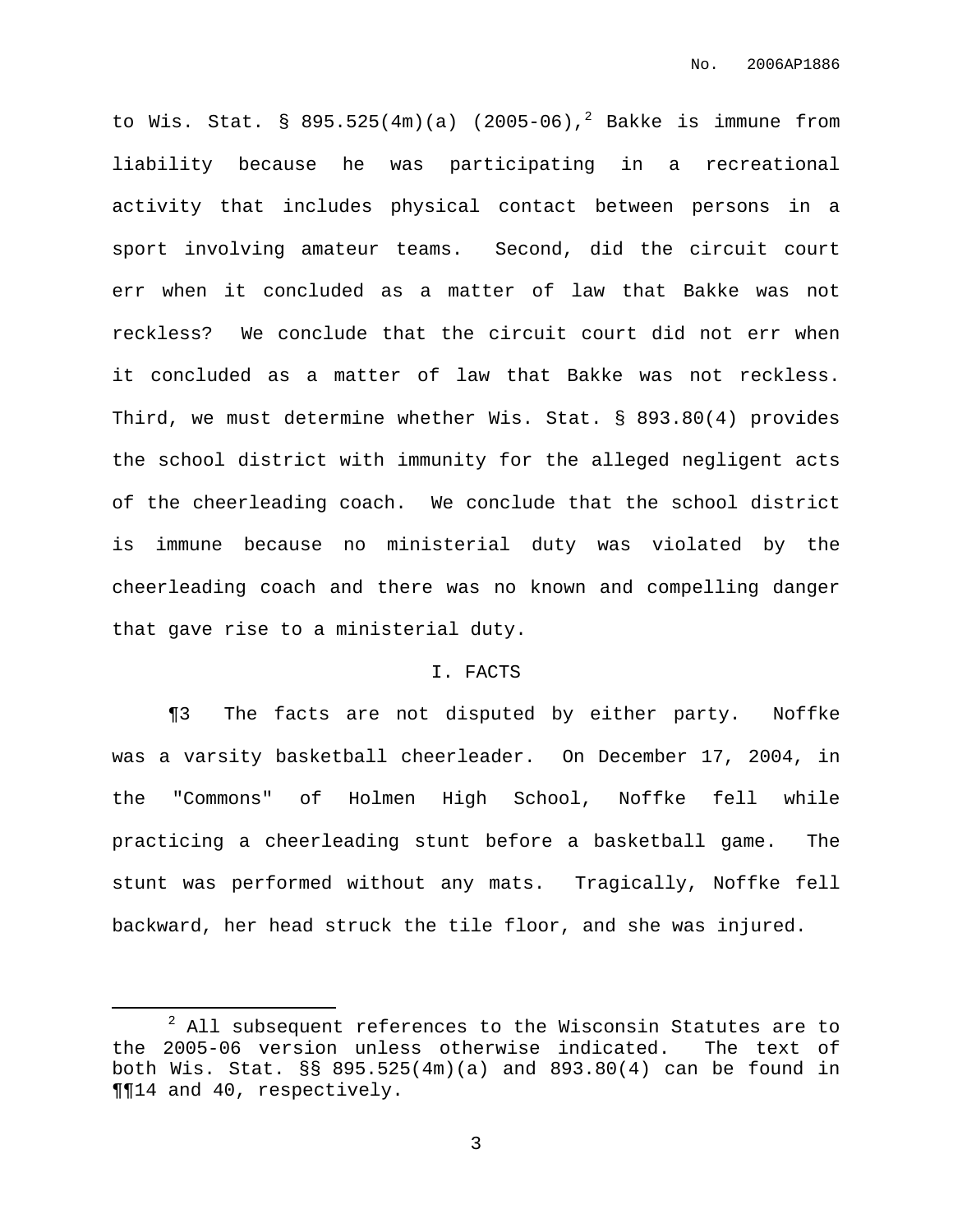to Wis. Stat. § 895.525(4m)(a) (2005-06),[2] Bakke is immune from liability because he was participating in a recreational activity that includes physical contact between persons in a sport involving amateur teams. Second, did the circuit court err when it concluded as a matter of law that Bakke was not reckless? We conclude that the circuit court did not err when it concluded as a matter of law that Bakke was not reckless. Third, we must determine whether Wis. Stat. § 893.80(4) provides the school district with immunity for the alleged negligent acts of the cheerleading coach. We conclude that the school district is immune because no ministerial duty was violated by the cheerleading coach and there was no known and compelling danger that gave rise to a ministerial duty.

## I. FACTS

¶3 The facts are not disputed by either party. Noffke was a varsity basketball cheerleader. On December 17, 2004, in the "Commons" of Holmen High School, Noffke fell while practicing a cheerleading stunt before a basketball game. The stunt was performed without any mats. Tragically, Noffke fell backward, her head struck the tile floor, and she was injured.

---

[2] All subsequent references to the Wisconsin Statutes are to the 2005-06 version unless otherwise indicated. The text of both Wis. Stat. §§ 895.525(4m)(a) and 893.80(4) can be found in ¶¶14 and 40, respectively.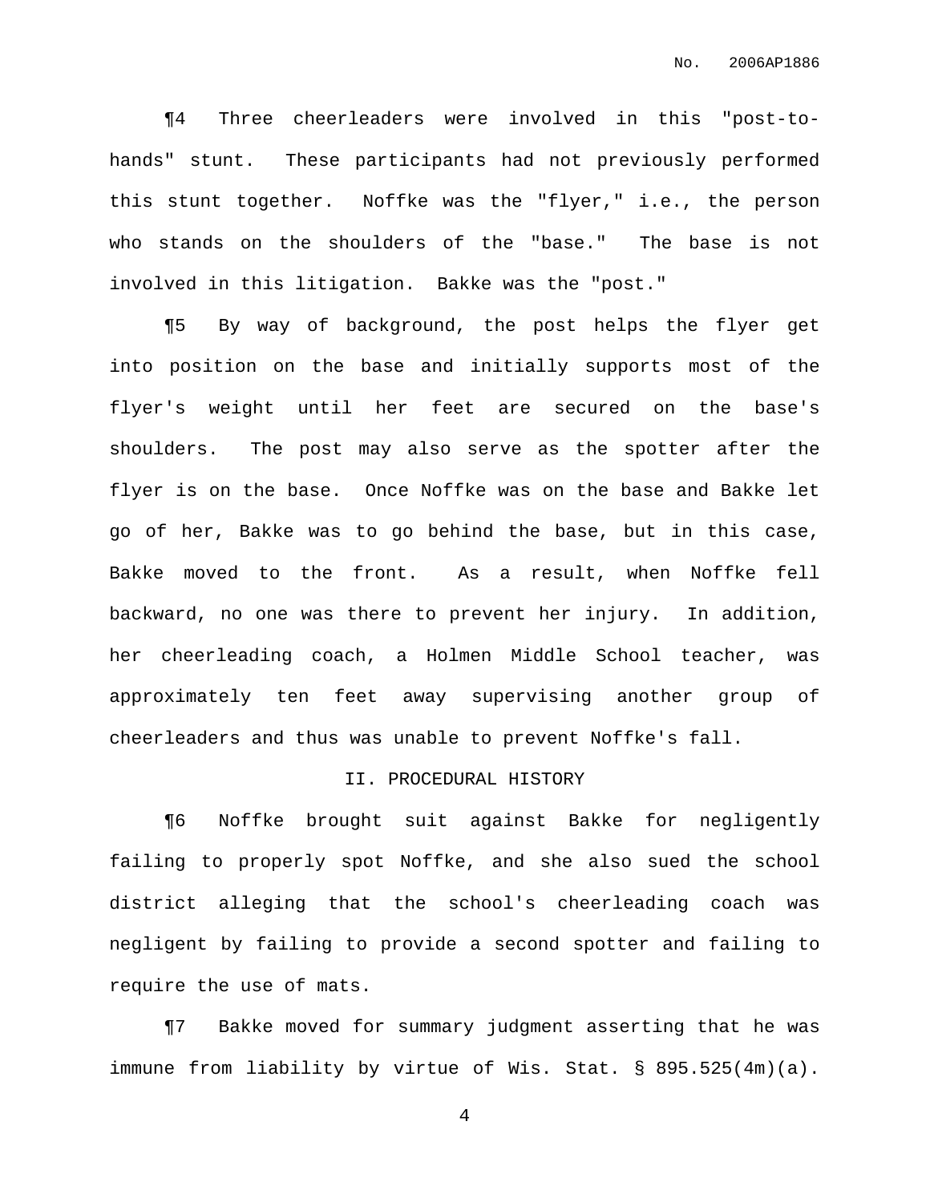¶4 Three cheerleaders were involved in this "post-to-hands" stunt. These participants had not previously performed this stunt together. Noffke was the "flyer," i.e., the person who stands on the shoulders of the "base." The base is not involved in this litigation. Bakke was the "post."

¶5 By way of background, the post helps the flyer get into position on the base and initially supports most of the flyer's weight until her feet are secured on the base's shoulders. The post may also serve as the spotter after the flyer is on the base. Once Noffke was on the base and Bakke let go of her, Bakke was to go behind the base, but in this case, Bakke moved to the front. As a result, when Noffke fell backward, no one was there to prevent her injury. In addition, her cheerleading coach, a Holmen Middle School teacher, was approximately ten feet away supervising another group of cheerleaders and thus was unable to prevent Noffke's fall.

## II. PROCEDURAL HISTORY

¶6 Noffke brought suit against Bakke for negligently failing to properly spot Noffke, and she also sued the school district alleging that the school's cheerleading coach was negligent by failing to provide a second spotter and failing to require the use of mats.

¶7 Bakke moved for summary judgment asserting that he was immune from liability by virtue of Wis. Stat. § 895.525(4m)(a).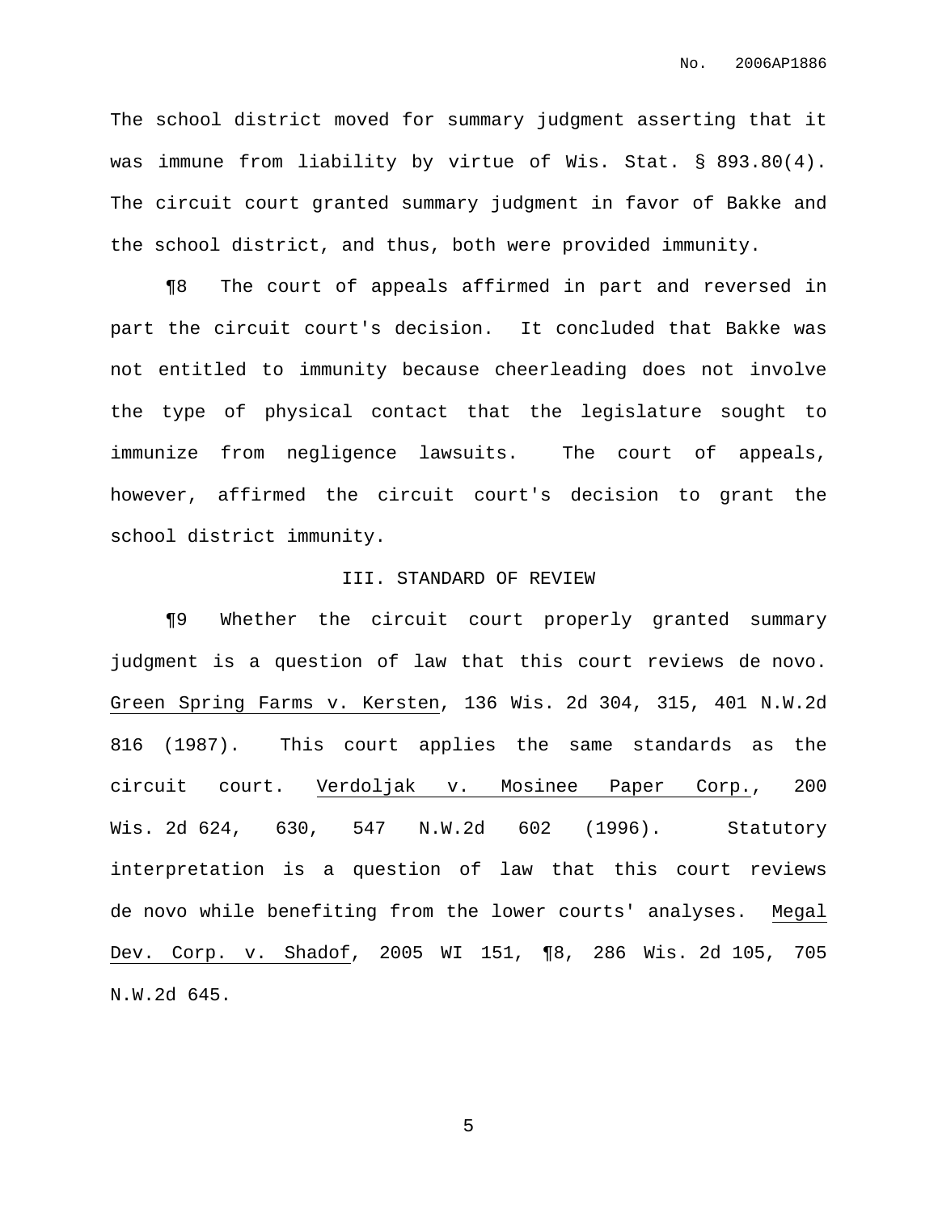The school district moved for summary judgment asserting that it was immune from liability by virtue of Wis. Stat. § 893.80(4). The circuit court granted summary judgment in favor of Bakke and the school district, and thus, both were provided immunity.

¶8 The court of appeals affirmed in part and reversed in part the circuit court's decision. It concluded that Bakke was not entitled to immunity because cheerleading does not involve the type of physical contact that the legislature sought to immunize from negligence lawsuits. The court of appeals, however, affirmed the circuit court's decision to grant the school district immunity.

## III. STANDARD OF REVIEW

¶9 Whether the circuit court properly granted summary judgment is a question of law that this court reviews de novo. Green Spring Farms v. Kersten, 136 Wis. 2d 304, 315, 401 N.W.2d 816 (1987). This court applies the same standards as the circuit court. Verdoljak v. Mosinee Paper Corp., 200 Wis. 2d 624, 630, 547 N.W.2d 602 (1996). Statutory interpretation is a question of law that this court reviews de novo while benefiting from the lower courts' analyses. Megal Dev. Corp. v. Shadof, 2005 WI 151, ¶8, 286 Wis. 2d 105, 705 N.W.2d 645.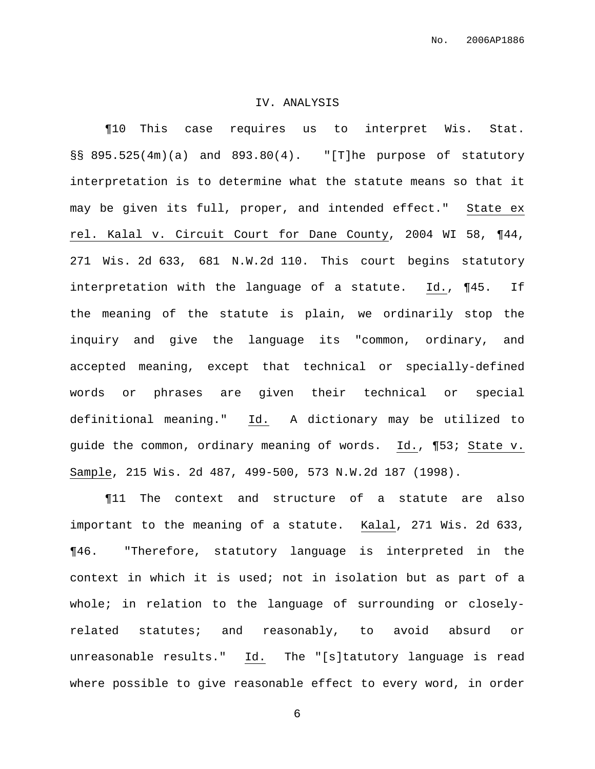## IV. ANALYSIS

¶10 This case requires us to interpret Wis. Stat. §§ 895.525(4m)(a) and 893.80(4). "[T]he purpose of statutory interpretation is to determine what the statute means so that it may be given its full, proper, and intended effect." State ex rel. Kalal v. Circuit Court for Dane County, 2004 WI 58, ¶44, 271 Wis. 2d 633, 681 N.W.2d 110. This court begins statutory interpretation with the language of a statute. Id., ¶45. If the meaning of the statute is plain, we ordinarily stop the inquiry and give the language its "common, ordinary, and accepted meaning, except that technical or specially-defined words or phrases are given their technical or special definitional meaning." Id. A dictionary may be utilized to guide the common, ordinary meaning of words. Id., ¶53; State v. Sample, 215 Wis. 2d 487, 499-500, 573 N.W.2d 187 (1998).

¶11 The context and structure of a statute are also important to the meaning of a statute. Kalal, 271 Wis. 2d 633, ¶46. "Therefore, statutory language is interpreted in the context in which it is used; not in isolation but as part of a whole; in relation to the language of surrounding or closely-related statutes; and reasonably, to avoid absurd or unreasonable results." Id. The "[s]tatutory language is read where possible to give reasonable effect to every word, in order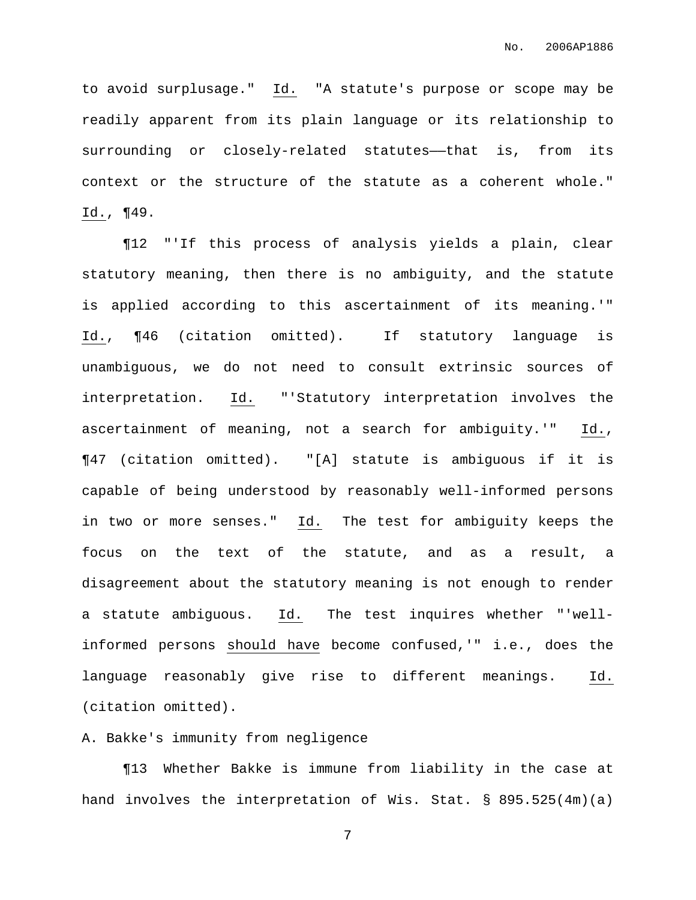to avoid surplusage." Id. "A statute's purpose or scope may be readily apparent from its plain language or its relationship to surrounding or closely-related statutes——that is, from its context or the structure of the statute as a coherent whole." Id., ¶49.

¶12 "'If this process of analysis yields a plain, clear statutory meaning, then there is no ambiguity, and the statute is applied according to this ascertainment of its meaning.'" Id., ¶46 (citation omitted). If statutory language is unambiguous, we do not need to consult extrinsic sources of interpretation. Id. "'Statutory interpretation involves the ascertainment of meaning, not a search for ambiguity.'" Id., ¶47 (citation omitted). "[A] statute is ambiguous if it is capable of being understood by reasonably well-informed persons in two or more senses." Id. The test for ambiguity keeps the focus on the text of the statute, and as a result, a disagreement about the statutory meaning is not enough to render a statute ambiguous. Id. The test inquires whether "'well-informed persons should have become confused,'" i.e., does the language reasonably give rise to different meanings. Id. (citation omitted).

A. Bakke's immunity from negligence

¶13 Whether Bakke is immune from liability in the case at hand involves the interpretation of Wis. Stat. § 895.525(4m)(a)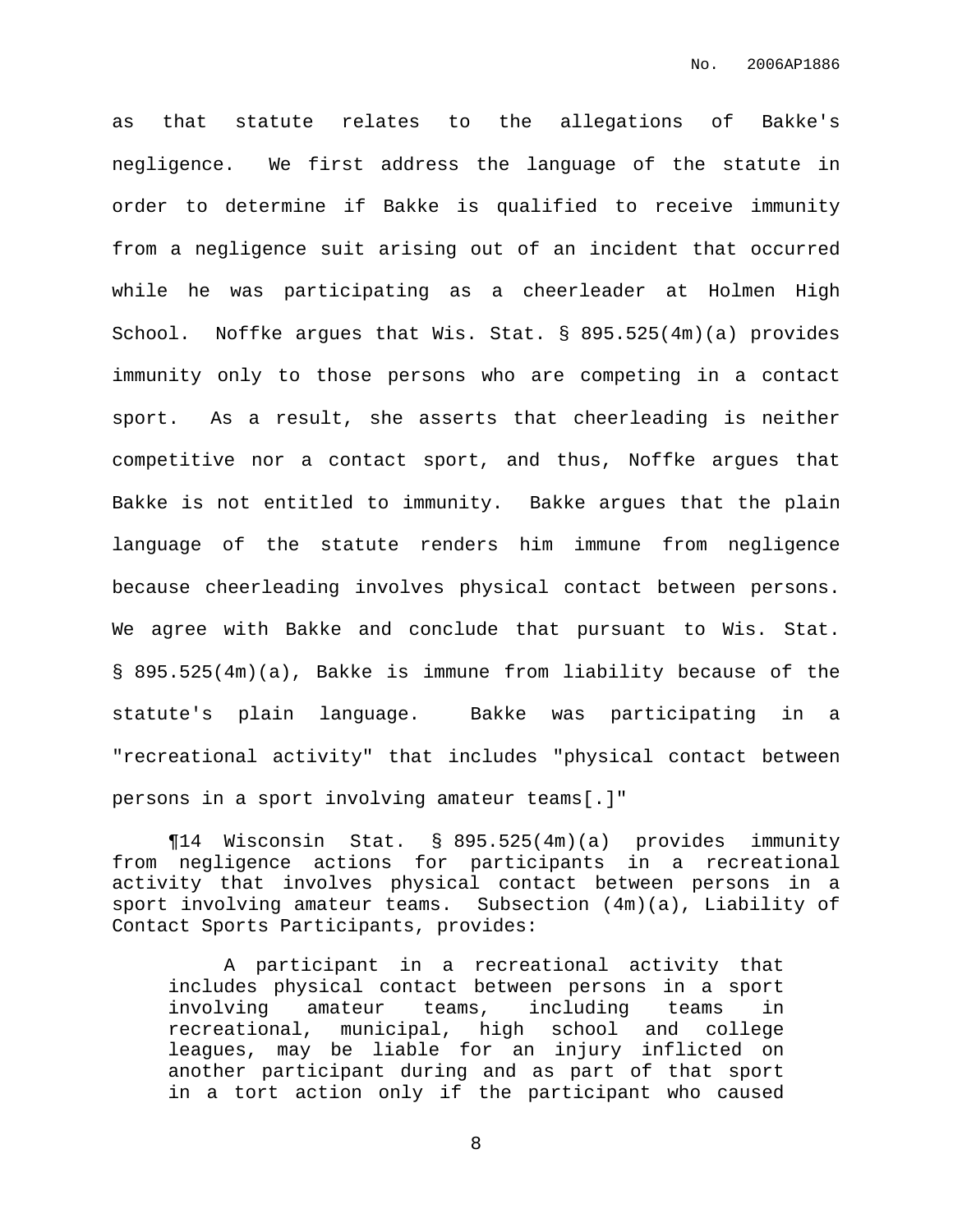as that statute relates to the allegations of Bakke's negligence. We first address the language of the statute in order to determine if Bakke is qualified to receive immunity from a negligence suit arising out of an incident that occurred while he was participating as a cheerleader at Holmen High School. Noffke argues that Wis. Stat. § 895.525(4m)(a) provides immunity only to those persons who are competing in a contact sport. As a result, she asserts that cheerleading is neither competitive nor a contact sport, and thus, Noffke argues that Bakke is not entitled to immunity. Bakke argues that the plain language of the statute renders him immune from negligence because cheerleading involves physical contact between persons. We agree with Bakke and conclude that pursuant to Wis. Stat. § 895.525(4m)(a), Bakke is immune from liability because of the statute's plain language. Bakke was participating in a "recreational activity" that includes "physical contact between persons in a sport involving amateur teams[.]"

¶14 Wisconsin Stat. § 895.525(4m)(a) provides immunity from negligence actions for participants in a recreational activity that involves physical contact between persons in a sport involving amateur teams. Subsection (4m)(a), Liability of Contact Sports Participants, provides:

> A participant in a recreational activity that includes physical contact between persons in a sport involving amateur teams, including teams in recreational, municipal, high school and college leagues, may be liable for an injury inflicted on another participant during and as part of that sport in a tort action only if the participant who caused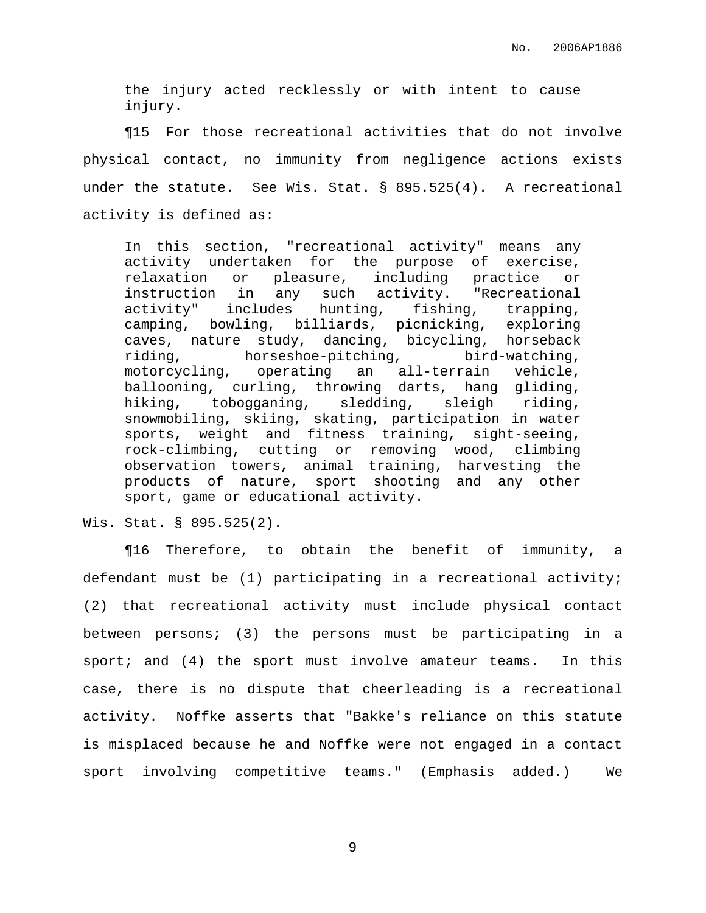> the injury acted recklessly or with intent to cause injury.

¶15 For those recreational activities that do not involve physical contact, no immunity from negligence actions exists under the statute. <u>See</u> Wis. Stat. § 895.525(4). A recreational activity is defined as:

> In this section, "recreational activity" means any activity undertaken for the purpose of exercise, relaxation or pleasure, including practice or instruction in any such activity. "Recreational activity" includes hunting, fishing, trapping, camping, bowling, billiards, picnicking, exploring caves, nature study, dancing, bicycling, horseback riding, horseshoe-pitching, bird-watching, motorcycling, operating an all-terrain vehicle, ballooning, curling, throwing darts, hang gliding, hiking, tobogganing, sledding, sleigh riding, snowmobiling, skiing, skating, participation in water sports, weight and fitness training, sight-seeing, rock-climbing, cutting or removing wood, climbing observation towers, animal training, harvesting the products of nature, sport shooting and any other sport, game or educational activity.

Wis. Stat. § 895.525(2).

¶16 Therefore, to obtain the benefit of immunity, a defendant must be (1) participating in a recreational activity; (2) that recreational activity must include physical contact between persons; (3) the persons must be participating in a sport; and (4) the sport must involve amateur teams. In this case, there is no dispute that cheerleading is a recreational activity. Noffke asserts that "Bakke's reliance on this statute is misplaced because he and Noffke were not engaged in a <u>contact sport</u> involving <u>competitive teams</u>." (Emphasis added.) We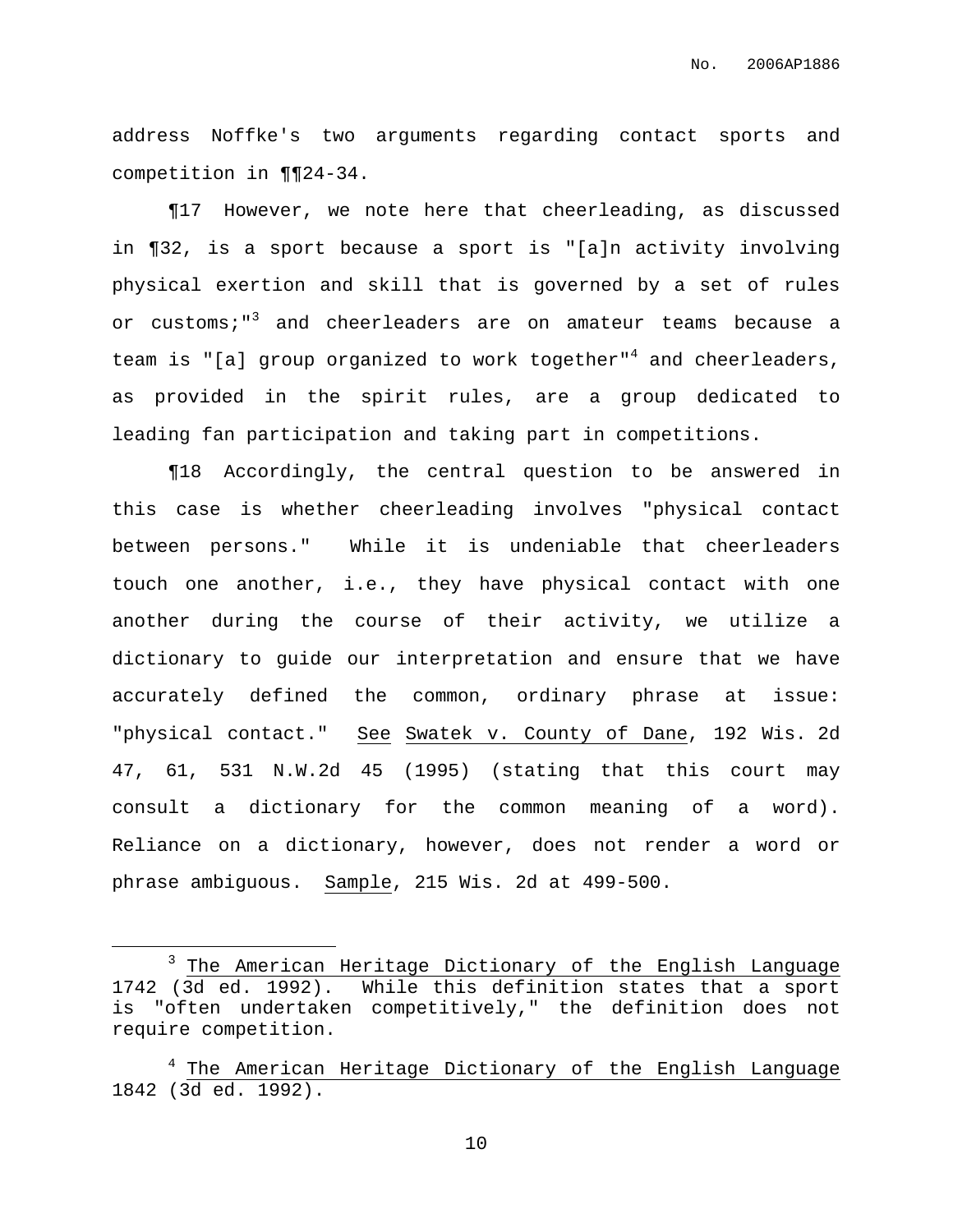address Noffke's two arguments regarding contact sports and competition in ¶¶24-34.

¶17 However, we note here that cheerleading, as discussed in ¶32, is a sport because a sport is "[a]n activity involving physical exertion and skill that is governed by a set of rules or customs;"[3] and cheerleaders are on amateur teams because a team is "[a] group organized to work together"[4] and cheerleaders, as provided in the spirit rules, are a group dedicated to leading fan participation and taking part in competitions.

¶18 Accordingly, the central question to be answered in this case is whether cheerleading involves "physical contact between persons." While it is undeniable that cheerleaders touch one another, i.e., they have physical contact with one another during the course of their activity, we utilize a dictionary to guide our interpretation and ensure that we have accurately defined the common, ordinary phrase at issue: "physical contact." See Swatek v. County of Dane, 192 Wis. 2d 47, 61, 531 N.W.2d 45 (1995) (stating that this court may consult a dictionary for the common meaning of a word). Reliance on a dictionary, however, does not render a word or phrase ambiguous. Sample, 215 Wis. 2d at 499-500.

---

[3] The American Heritage Dictionary of the English Language 1742 (3d ed. 1992). While this definition states that a sport is "often undertaken competitively," the definition does not require competition.

[4] The American Heritage Dictionary of the English Language 1842 (3d ed. 1992).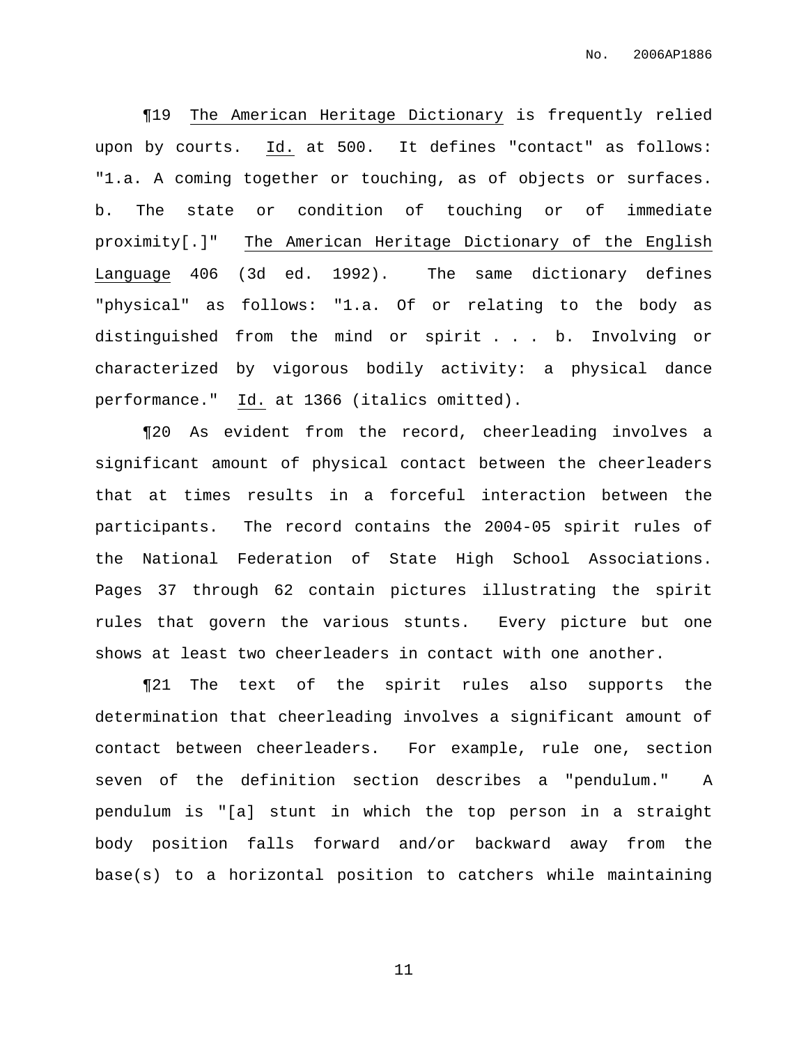¶19 The American Heritage Dictionary is frequently relied upon by courts. Id. at 500. It defines "contact" as follows: "1.a. A coming together or touching, as of objects or surfaces. b. The state or condition of touching or of immediate proximity[.]" The American Heritage Dictionary of the English Language 406 (3d ed. 1992). The same dictionary defines "physical" as follows: "1.a. Of or relating to the body as distinguished from the mind or spirit . . . b. Involving or characterized by vigorous bodily activity: a physical dance performance." Id. at 1366 (italics omitted).

¶20 As evident from the record, cheerleading involves a significant amount of physical contact between the cheerleaders that at times results in a forceful interaction between the participants. The record contains the 2004-05 spirit rules of the National Federation of State High School Associations. Pages 37 through 62 contain pictures illustrating the spirit rules that govern the various stunts. Every picture but one shows at least two cheerleaders in contact with one another.

¶21 The text of the spirit rules also supports the determination that cheerleading involves a significant amount of contact between cheerleaders. For example, rule one, section seven of the definition section describes a "pendulum." A pendulum is "[a] stunt in which the top person in a straight body position falls forward and/or backward away from the base(s) to a horizontal position to catchers while maintaining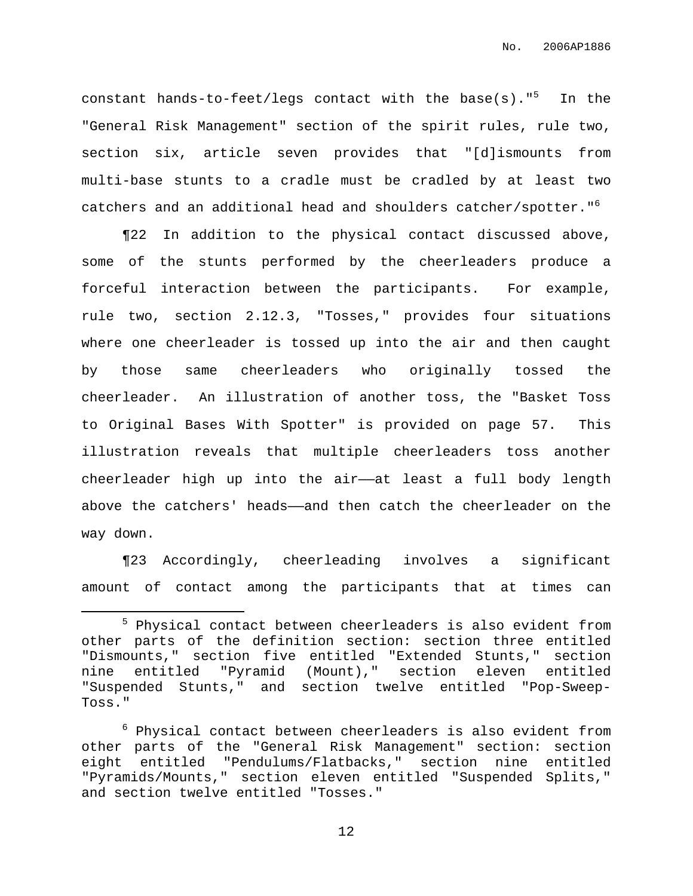constant hands-to-feet/legs contact with the base(s)."[5] In the "General Risk Management" section of the spirit rules, rule two, section six, article seven provides that "[d]ismounts from multi-base stunts to a cradle must be cradled by at least two catchers and an additional head and shoulders catcher/spotter."[6]

¶22 In addition to the physical contact discussed above, some of the stunts performed by the cheerleaders produce a forceful interaction between the participants. For example, rule two, section 2.12.3, "Tosses," provides four situations where one cheerleader is tossed up into the air and then caught by those same cheerleaders who originally tossed the cheerleader. An illustration of another toss, the "Basket Toss to Original Bases With Spotter" is provided on page 57. This illustration reveals that multiple cheerleaders toss another cheerleader high up into the air——at least a full body length above the catchers' heads——and then catch the cheerleader on the way down.

¶23 Accordingly, cheerleading involves a significant amount of contact among the participants that at times can

---

[5] Physical contact between cheerleaders is also evident from other parts of the definition section: section three entitled "Dismounts," section five entitled "Extended Stunts," section nine entitled "Pyramid (Mount)," section eleven entitled "Suspended Stunts," and section twelve entitled "Pop-Sweep-Toss."

[6] Physical contact between cheerleaders is also evident from other parts of the "General Risk Management" section: section eight entitled "Pendulums/Flatbacks," section nine entitled "Pyramids/Mounts," section eleven entitled "Suspended Splits," and section twelve entitled "Tosses."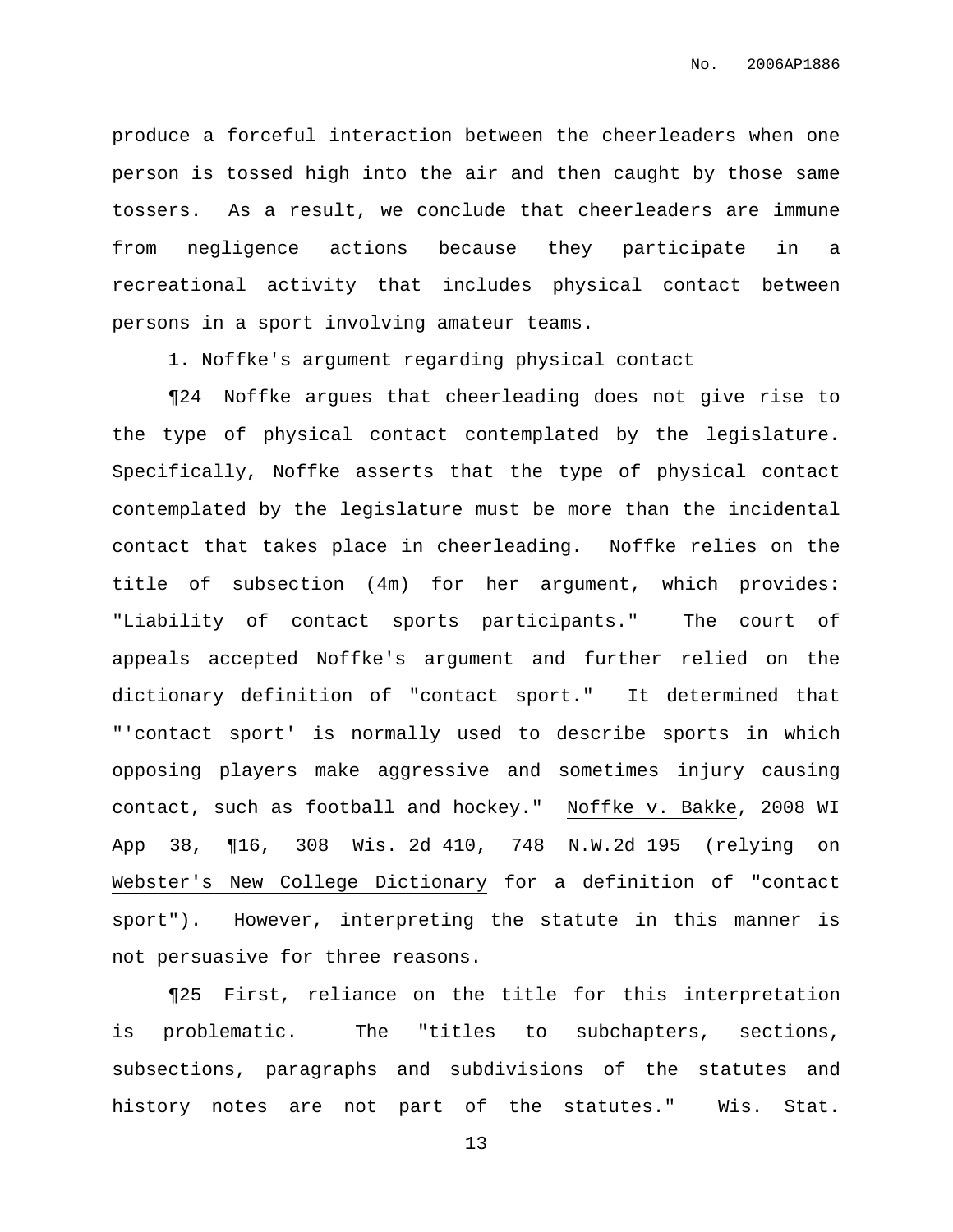produce a forceful interaction between the cheerleaders when one person is tossed high into the air and then caught by those same tossers. As a result, we conclude that cheerleaders are immune from negligence actions because they participate in a recreational activity that includes physical contact between persons in a sport involving amateur teams.

1. Noffke's argument regarding physical contact

¶24 Noffke argues that cheerleading does not give rise to the type of physical contact contemplated by the legislature. Specifically, Noffke asserts that the type of physical contact contemplated by the legislature must be more than the incidental contact that takes place in cheerleading. Noffke relies on the title of subsection (4m) for her argument, which provides: "Liability of contact sports participants." The court of appeals accepted Noffke's argument and further relied on the dictionary definition of "contact sport." It determined that "'contact sport' is normally used to describe sports in which opposing players make aggressive and sometimes injury causing contact, such as football and hockey." Noffke v. Bakke, 2008 WI App 38, ¶16, 308 Wis. 2d 410, 748 N.W.2d 195 (relying on Webster's New College Dictionary for a definition of "contact sport"). However, interpreting the statute in this manner is not persuasive for three reasons.

¶25 First, reliance on the title for this interpretation is problematic. The "titles to subchapters, sections, subsections, paragraphs and subdivisions of the statutes and history notes are not part of the statutes." Wis. Stat.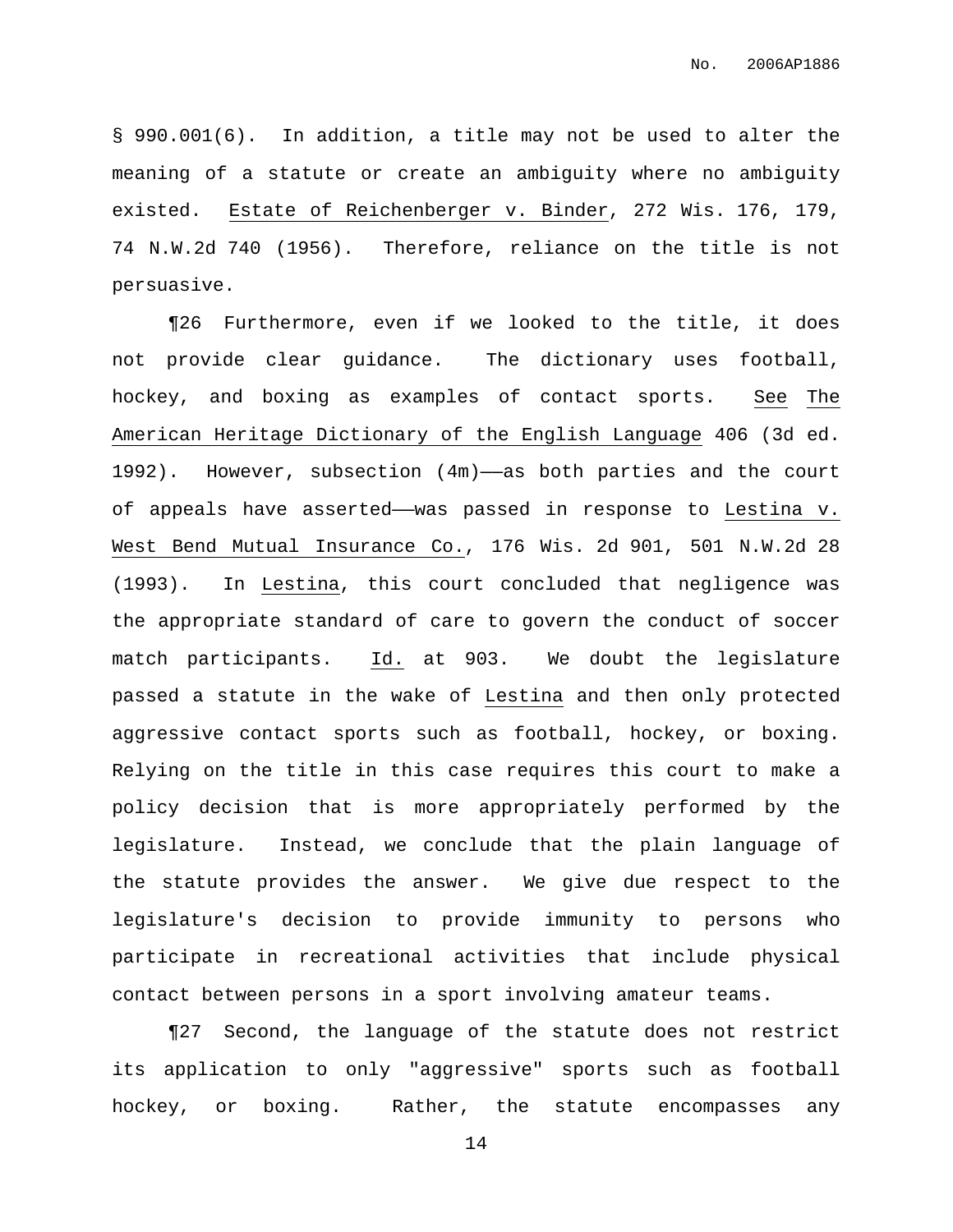§ 990.001(6). In addition, a title may not be used to alter the meaning of a statute or create an ambiguity where no ambiguity existed. Estate of Reichenberger v. Binder, 272 Wis. 176, 179, 74 N.W.2d 740 (1956). Therefore, reliance on the title is not persuasive.

¶26 Furthermore, even if we looked to the title, it does not provide clear guidance. The dictionary uses football, hockey, and boxing as examples of contact sports. See The American Heritage Dictionary of the English Language 406 (3d ed. 1992). However, subsection (4m)——as both parties and the court of appeals have asserted——was passed in response to Lestina v. West Bend Mutual Insurance Co., 176 Wis. 2d 901, 501 N.W.2d 28 (1993). In Lestina, this court concluded that negligence was the appropriate standard of care to govern the conduct of soccer match participants. Id. at 903. We doubt the legislature passed a statute in the wake of Lestina and then only protected aggressive contact sports such as football, hockey, or boxing. Relying on the title in this case requires this court to make a policy decision that is more appropriately performed by the legislature. Instead, we conclude that the plain language of the statute provides the answer. We give due respect to the legislature's decision to provide immunity to persons who participate in recreational activities that include physical contact between persons in a sport involving amateur teams.

¶27 Second, the language of the statute does not restrict its application to only "aggressive" sports such as football hockey, or boxing. Rather, the statute encompasses any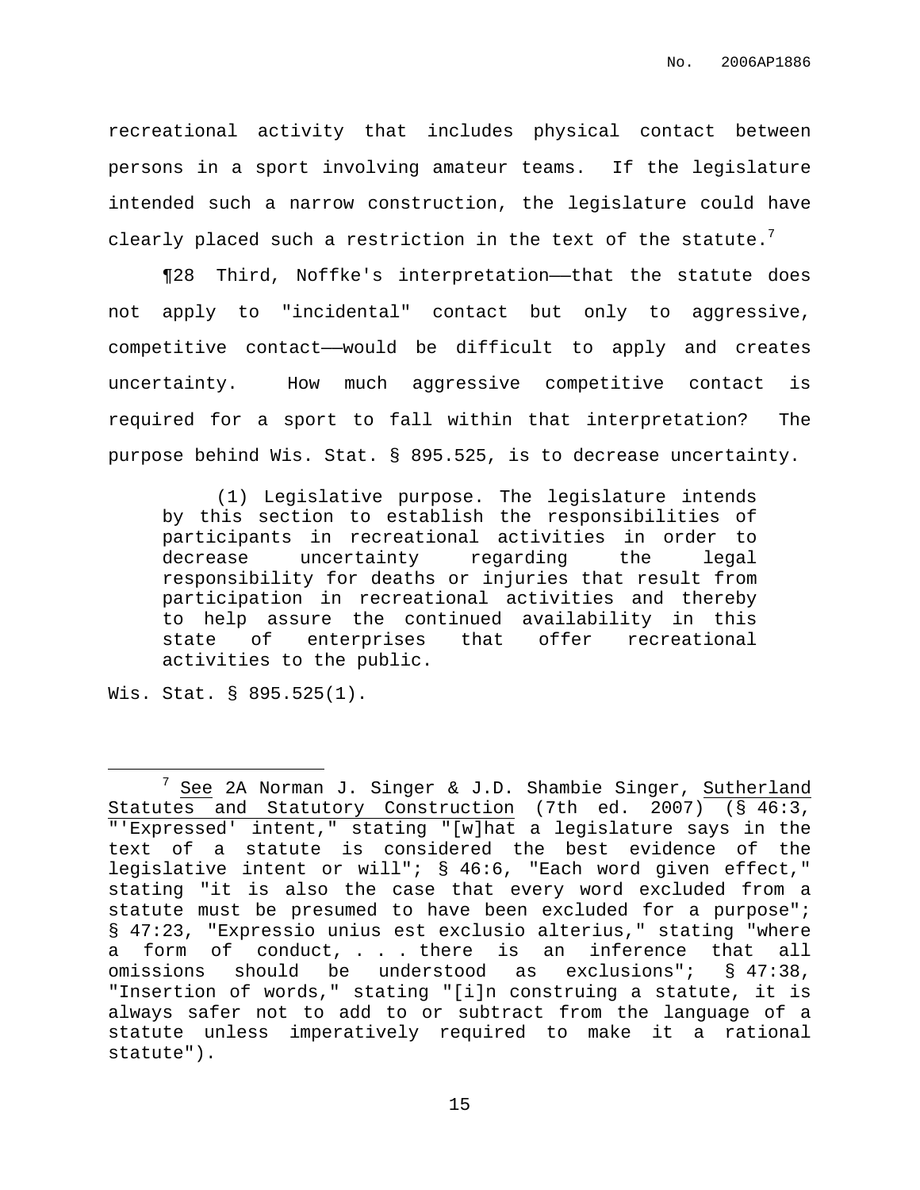recreational activity that includes physical contact between persons in a sport involving amateur teams. If the legislature intended such a narrow construction, the legislature could have clearly placed such a restriction in the text of the statute.[7]

¶28 Third, Noffke's interpretation——that the statute does not apply to "incidental" contact but only to aggressive, competitive contact——would be difficult to apply and creates uncertainty. How much aggressive competitive contact is required for a sport to fall within that interpretation? The purpose behind Wis. Stat. § 895.525, is to decrease uncertainty.

> (1) Legislative purpose. The legislature intends by this section to establish the responsibilities of participants in recreational activities in order to decrease uncertainty regarding the legal responsibility for deaths or injuries that result from participation in recreational activities and thereby to help assure the continued availability in this state of enterprises that offer recreational activities to the public.

Wis. Stat. § 895.525(1).

---

[7] See 2A Norman J. Singer & J.D. Shambie Singer, Sutherland Statutes and Statutory Construction (7th ed. 2007) (§ 46:3, "'Expressed' intent," stating "[w]hat a legislature says in the text of a statute is considered the best evidence of the legislative intent or will"; § 46:6, "Each word given effect," stating "it is also the case that every word excluded from a statute must be presumed to have been excluded for a purpose"; § 47:23, "Expressio unius est exclusio alterius," stating "where a form of conduct, . . . there is an inference that all omissions should be understood as exclusions"; § 47:38, "Insertion of words," stating "[i]n construing a statute, it is always safer not to add to or subtract from the language of a statute unless imperatively required to make it a rational statute").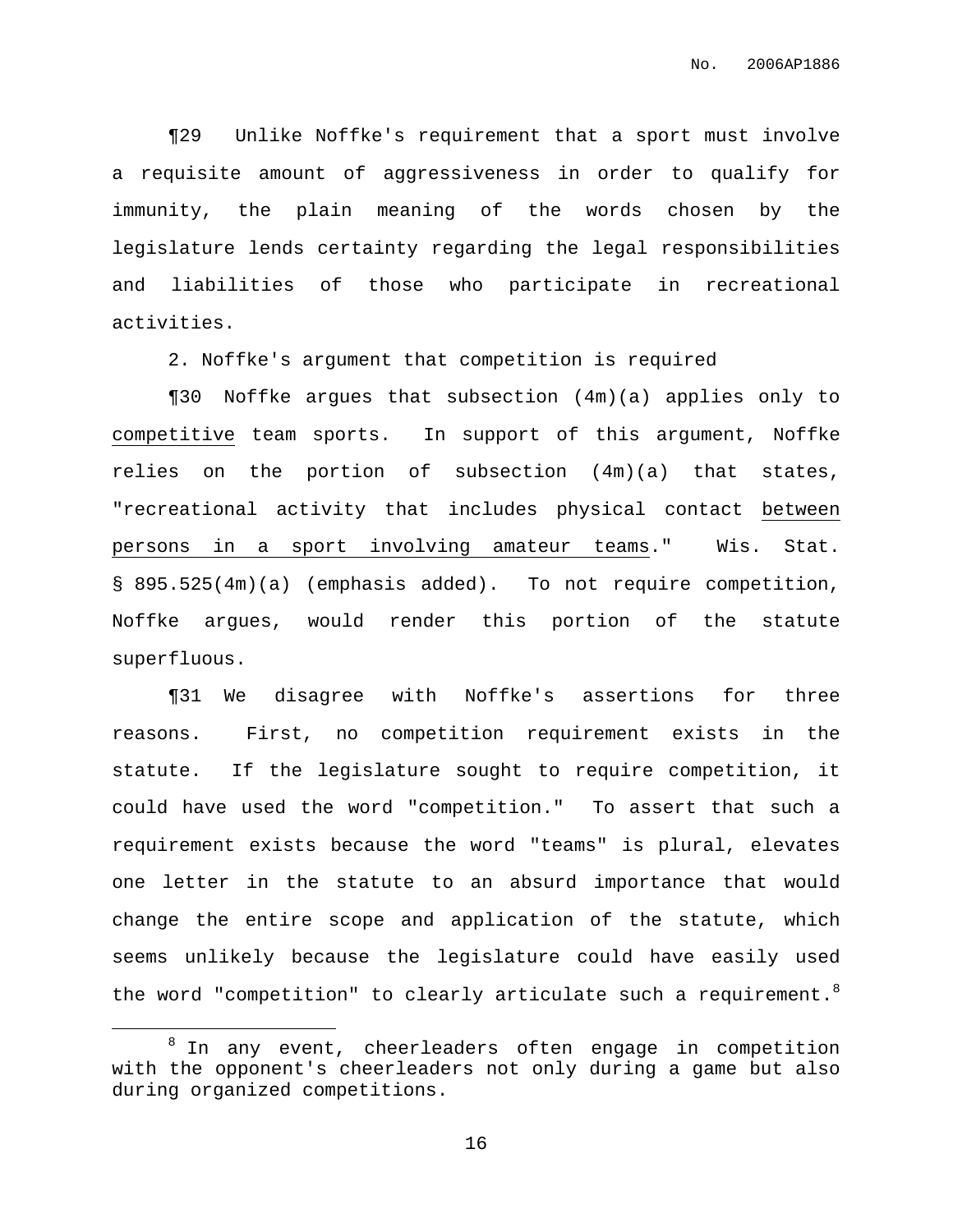¶29 Unlike Noffke's requirement that a sport must involve a requisite amount of aggressiveness in order to qualify for immunity, the plain meaning of the words chosen by the legislature lends certainty regarding the legal responsibilities and liabilities of those who participate in recreational activities.

2. Noffke's argument that competition is required

¶30 Noffke argues that subsection (4m)(a) applies only to <u>competitive</u> team sports. In support of this argument, Noffke relies on the portion of subsection (4m)(a) that states, "recreational activity that includes physical contact <u>between persons in a sport involving amateur teams</u>." Wis. Stat. § 895.525(4m)(a) (emphasis added). To not require competition, Noffke argues, would render this portion of the statute superfluous.

¶31 We disagree with Noffke's assertions for three reasons. First, no competition requirement exists in the statute. If the legislature sought to require competition, it could have used the word "competition." To assert that such a requirement exists because the word "teams" is plural, elevates one letter in the statute to an absurd importance that would change the entire scope and application of the statute, which seems unlikely because the legislature could have easily used the word "competition" to clearly articulate such a requirement.[8]

---

[8] In any event, cheerleaders often engage in competition with the opponent's cheerleaders not only during a game but also during organized competitions.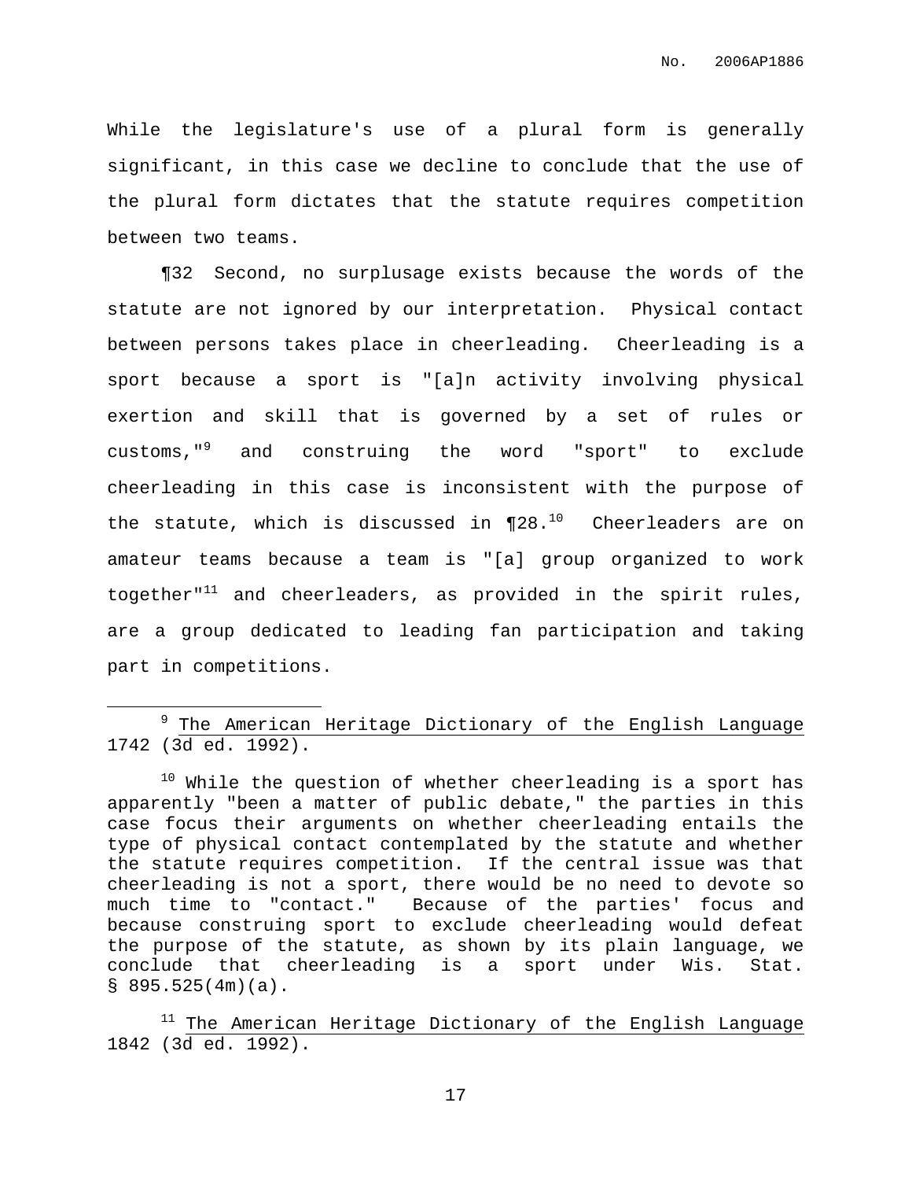While the legislature's use of a plural form is generally significant, in this case we decline to conclude that the use of the plural form dictates that the statute requires competition between two teams.

¶32 Second, no surplusage exists because the words of the statute are not ignored by our interpretation. Physical contact between persons takes place in cheerleading. Cheerleading is a sport because a sport is "[a]n activity involving physical exertion and skill that is governed by a set of rules or customs,"[9] and construing the word "sport" to exclude cheerleading in this case is inconsistent with the purpose of the statute, which is discussed in ¶28.[10] Cheerleaders are on amateur teams because a team is "[a] group organized to work together"[11] and cheerleaders, as provided in the spirit rules, are a group dedicated to leading fan participation and taking part in competitions.

---

[9] The American Heritage Dictionary of the English Language 1742 (3d ed. 1992).

[10] While the question of whether cheerleading is a sport has apparently "been a matter of public debate," the parties in this case focus their arguments on whether cheerleading entails the type of physical contact contemplated by the statute and whether the statute requires competition. If the central issue was that cheerleading is not a sport, there would be no need to devote so much time to "contact." Because of the parties' focus and because construing sport to exclude cheerleading would defeat the purpose of the statute, as shown by its plain language, we conclude that cheerleading is a sport under Wis. Stat. § 895.525(4m)(a).

[11] The American Heritage Dictionary of the English Language 1842 (3d ed. 1992).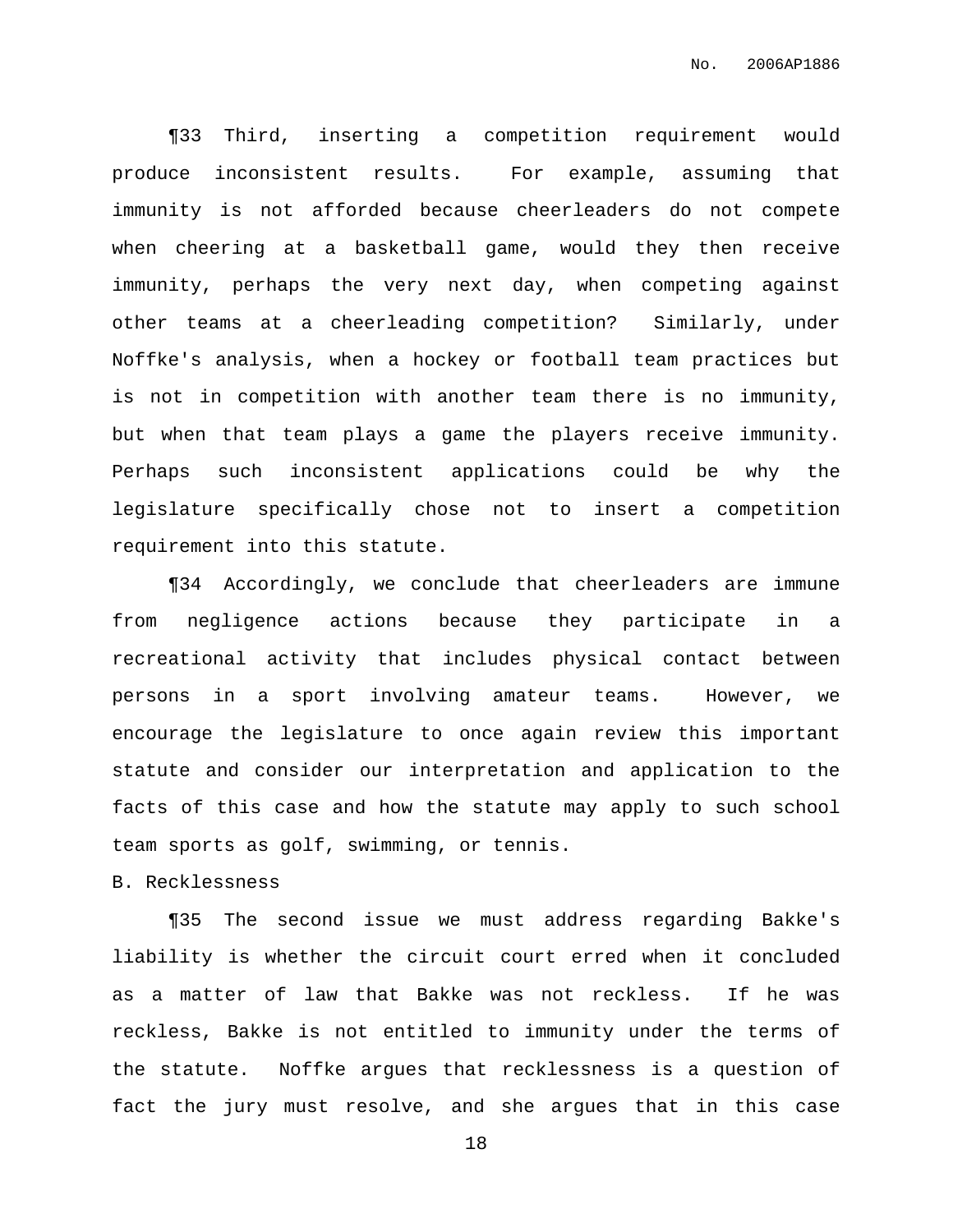¶33 Third, inserting a competition requirement would produce inconsistent results. For example, assuming that immunity is not afforded because cheerleaders do not compete when cheering at a basketball game, would they then receive immunity, perhaps the very next day, when competing against other teams at a cheerleading competition? Similarly, under Noffke's analysis, when a hockey or football team practices but is not in competition with another team there is no immunity, but when that team plays a game the players receive immunity. Perhaps such inconsistent applications could be why the legislature specifically chose not to insert a competition requirement into this statute.

¶34 Accordingly, we conclude that cheerleaders are immune from negligence actions because they participate in a recreational activity that includes physical contact between persons in a sport involving amateur teams. However, we encourage the legislature to once again review this important statute and consider our interpretation and application to the facts of this case and how the statute may apply to such school team sports as golf, swimming, or tennis.

B. Recklessness

¶35 The second issue we must address regarding Bakke's liability is whether the circuit court erred when it concluded as a matter of law that Bakke was not reckless. If he was reckless, Bakke is not entitled to immunity under the terms of the statute. Noffke argues that recklessness is a question of fact the jury must resolve, and she argues that in this case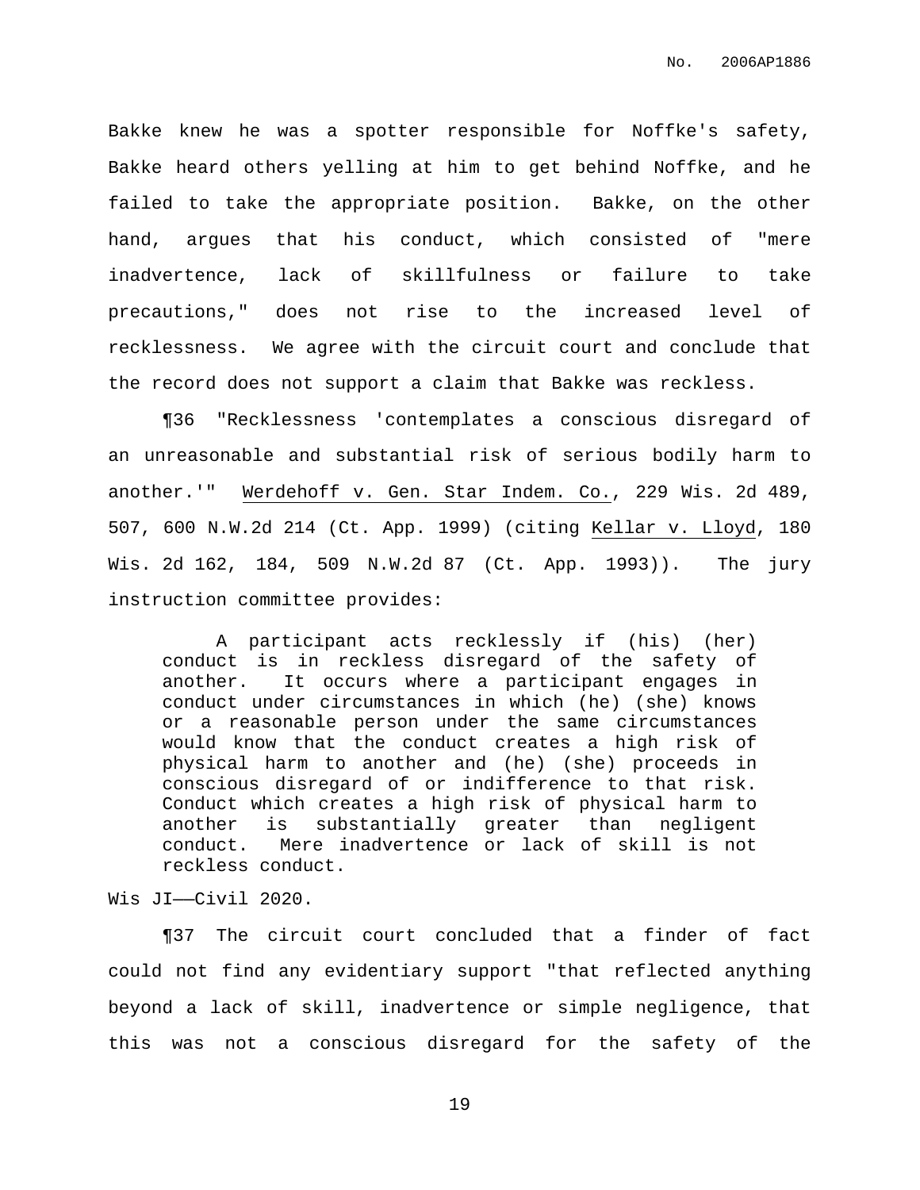Bakke knew he was a spotter responsible for Noffke's safety, Bakke heard others yelling at him to get behind Noffke, and he failed to take the appropriate position. Bakke, on the other hand, argues that his conduct, which consisted of "mere inadvertence, lack of skillfulness or failure to take precautions," does not rise to the increased level of recklessness. We agree with the circuit court and conclude that the record does not support a claim that Bakke was reckless.

¶36 "Recklessness 'contemplates a conscious disregard of an unreasonable and substantial risk of serious bodily harm to another.'" Werdehoff v. Gen. Star Indem. Co., 229 Wis. 2d 489, 507, 600 N.W.2d 214 (Ct. App. 1999) (citing Kellar v. Lloyd, 180 Wis. 2d 162, 184, 509 N.W.2d 87 (Ct. App. 1993)). The jury instruction committee provides:

> A participant acts recklessly if (his) (her) conduct is in reckless disregard of the safety of another. It occurs where a participant engages in conduct under circumstances in which (he) (she) knows or a reasonable person under the same circumstances would know that the conduct creates a high risk of physical harm to another and (he) (she) proceeds in conscious disregard of or indifference to that risk. Conduct which creates a high risk of physical harm to another is substantially greater than negligent conduct. Mere inadvertence or lack of skill is not reckless conduct.

Wis JI——Civil 2020.

¶37 The circuit court concluded that a finder of fact could not find any evidentiary support "that reflected anything beyond a lack of skill, inadvertence or simple negligence, that this was not a conscious disregard for the safety of the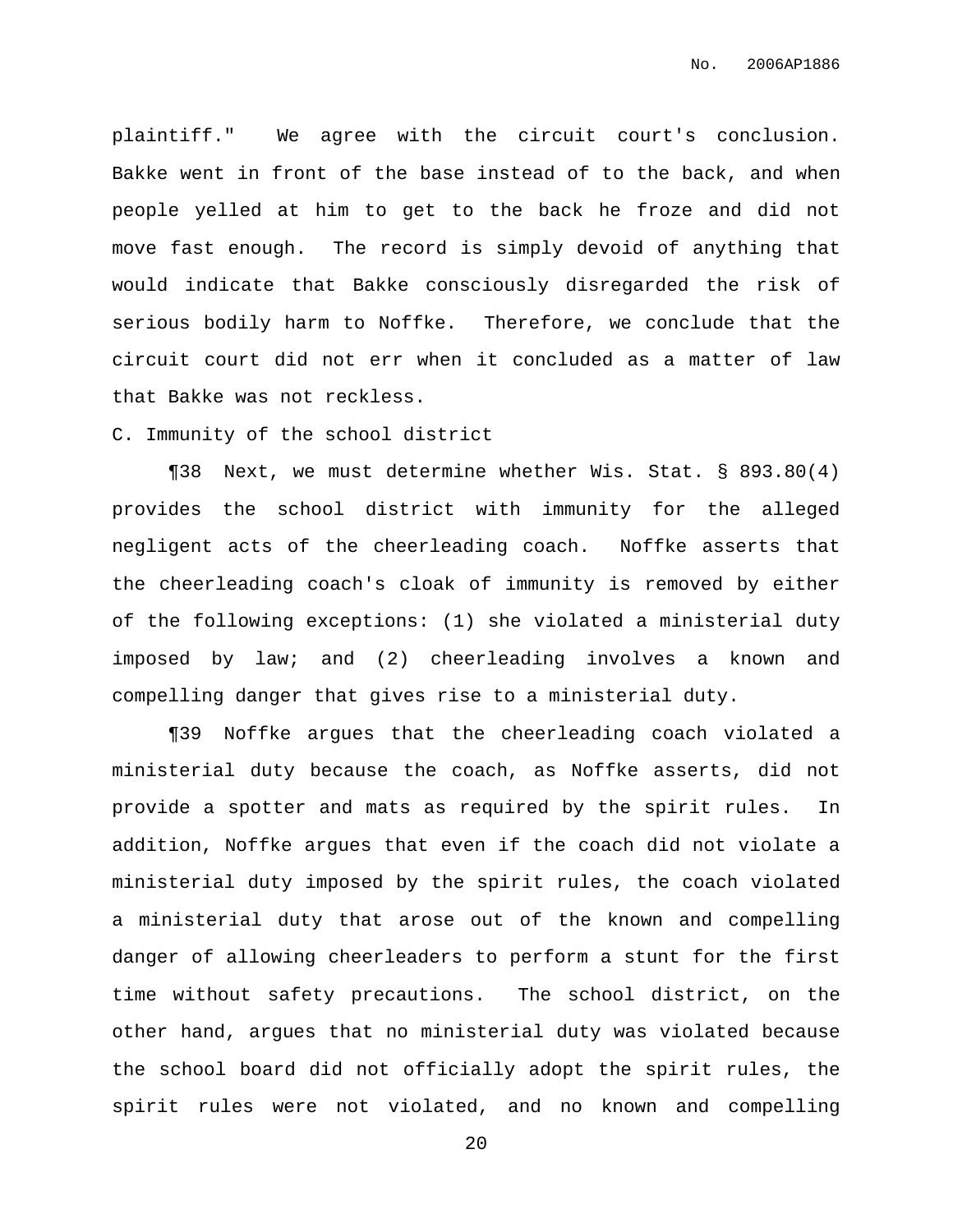plaintiff." We agree with the circuit court's conclusion. Bakke went in front of the base instead of to the back, and when people yelled at him to get to the back he froze and did not move fast enough. The record is simply devoid of anything that would indicate that Bakke consciously disregarded the risk of serious bodily harm to Noffke. Therefore, we conclude that the circuit court did not err when it concluded as a matter of law that Bakke was not reckless.

C. Immunity of the school district

¶38 Next, we must determine whether Wis. Stat. § 893.80(4) provides the school district with immunity for the alleged negligent acts of the cheerleading coach. Noffke asserts that the cheerleading coach's cloak of immunity is removed by either of the following exceptions: (1) she violated a ministerial duty imposed by law; and (2) cheerleading involves a known and compelling danger that gives rise to a ministerial duty.

¶39 Noffke argues that the cheerleading coach violated a ministerial duty because the coach, as Noffke asserts, did not provide a spotter and mats as required by the spirit rules. In addition, Noffke argues that even if the coach did not violate a ministerial duty imposed by the spirit rules, the coach violated a ministerial duty that arose out of the known and compelling danger of allowing cheerleaders to perform a stunt for the first time without safety precautions. The school district, on the other hand, argues that no ministerial duty was violated because the school board did not officially adopt the spirit rules, the spirit rules were not violated, and no known and compelling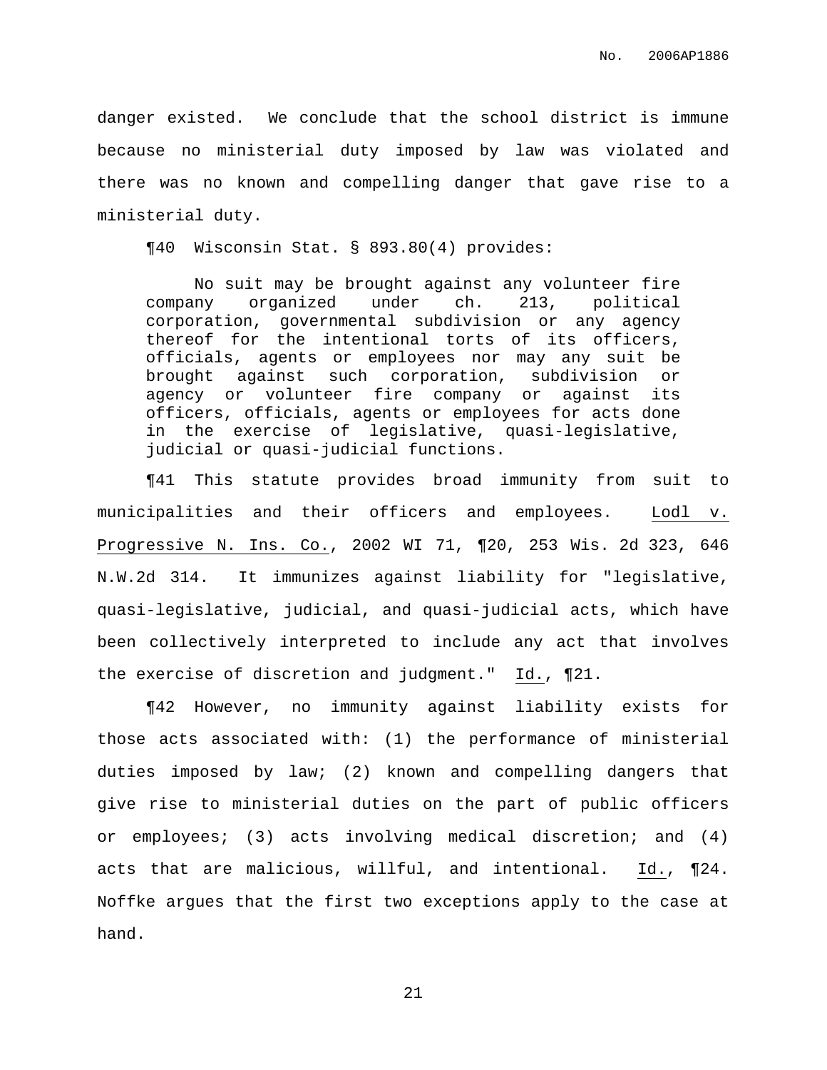danger existed. We conclude that the school district is immune because no ministerial duty imposed by law was violated and there was no known and compelling danger that gave rise to a ministerial duty.

¶40 Wisconsin Stat. § 893.80(4) provides:

> No suit may be brought against any volunteer fire company organized under ch. 213, political corporation, governmental subdivision or any agency thereof for the intentional torts of its officers, officials, agents or employees nor may any suit be brought against such corporation, subdivision or agency or volunteer fire company or against its officers, officials, agents or employees for acts done in the exercise of legislative, quasi-legislative, judicial or quasi-judicial functions.

¶41 This statute provides broad immunity from suit to municipalities and their officers and employees. Lodl v. Progressive N. Ins. Co., 2002 WI 71, ¶20, 253 Wis. 2d 323, 646 N.W.2d 314. It immunizes against liability for "legislative, quasi-legislative, judicial, and quasi-judicial acts, which have been collectively interpreted to include any act that involves the exercise of discretion and judgment." Id., ¶21.

¶42 However, no immunity against liability exists for those acts associated with: (1) the performance of ministerial duties imposed by law; (2) known and compelling dangers that give rise to ministerial duties on the part of public officers or employees; (3) acts involving medical discretion; and (4) acts that are malicious, willful, and intentional. Id., ¶24. Noffke argues that the first two exceptions apply to the case at hand.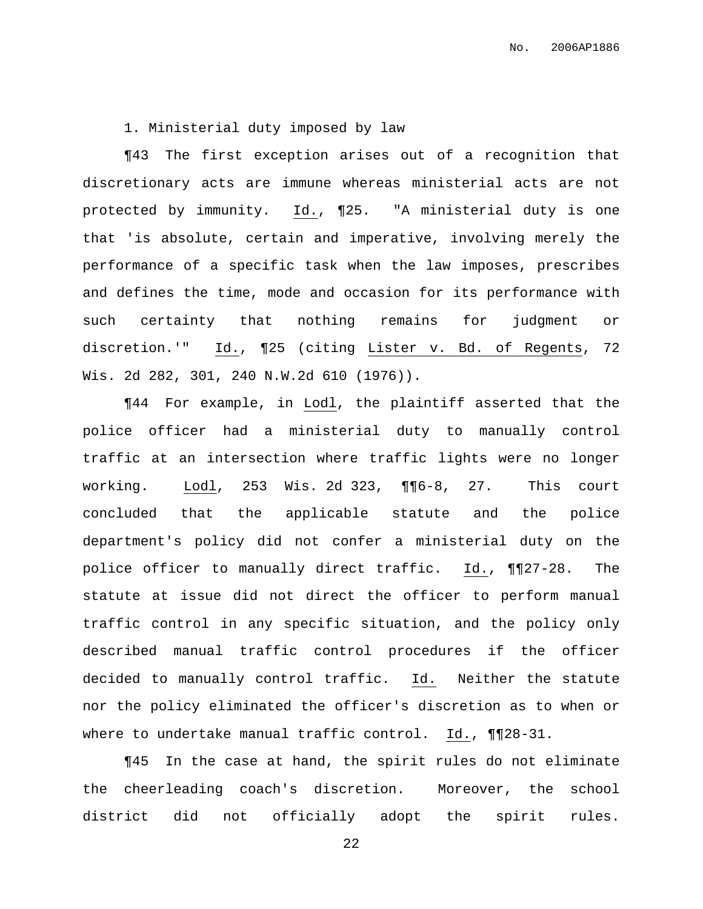1. Ministerial duty imposed by law

¶43 The first exception arises out of a recognition that discretionary acts are immune whereas ministerial acts are not protected by immunity. Id., ¶25. "A ministerial duty is one that 'is absolute, certain and imperative, involving merely the performance of a specific task when the law imposes, prescribes and defines the time, mode and occasion for its performance with such certainty that nothing remains for judgment or discretion.'" Id., ¶25 (citing Lister v. Bd. of Regents, 72 Wis. 2d 282, 301, 240 N.W.2d 610 (1976)).

¶44 For example, in Lodl, the plaintiff asserted that the police officer had a ministerial duty to manually control traffic at an intersection where traffic lights were no longer working. Lodl, 253 Wis. 2d 323, ¶¶6-8, 27. This court concluded that the applicable statute and the police department's policy did not confer a ministerial duty on the police officer to manually direct traffic. Id., ¶¶27-28. The statute at issue did not direct the officer to perform manual traffic control in any specific situation, and the policy only described manual traffic control procedures if the officer decided to manually control traffic. Id. Neither the statute nor the policy eliminated the officer's discretion as to when or where to undertake manual traffic control. Id., ¶¶28-31.

¶45 In the case at hand, the spirit rules do not eliminate the cheerleading coach's discretion. Moreover, the school district did not officially adopt the spirit rules.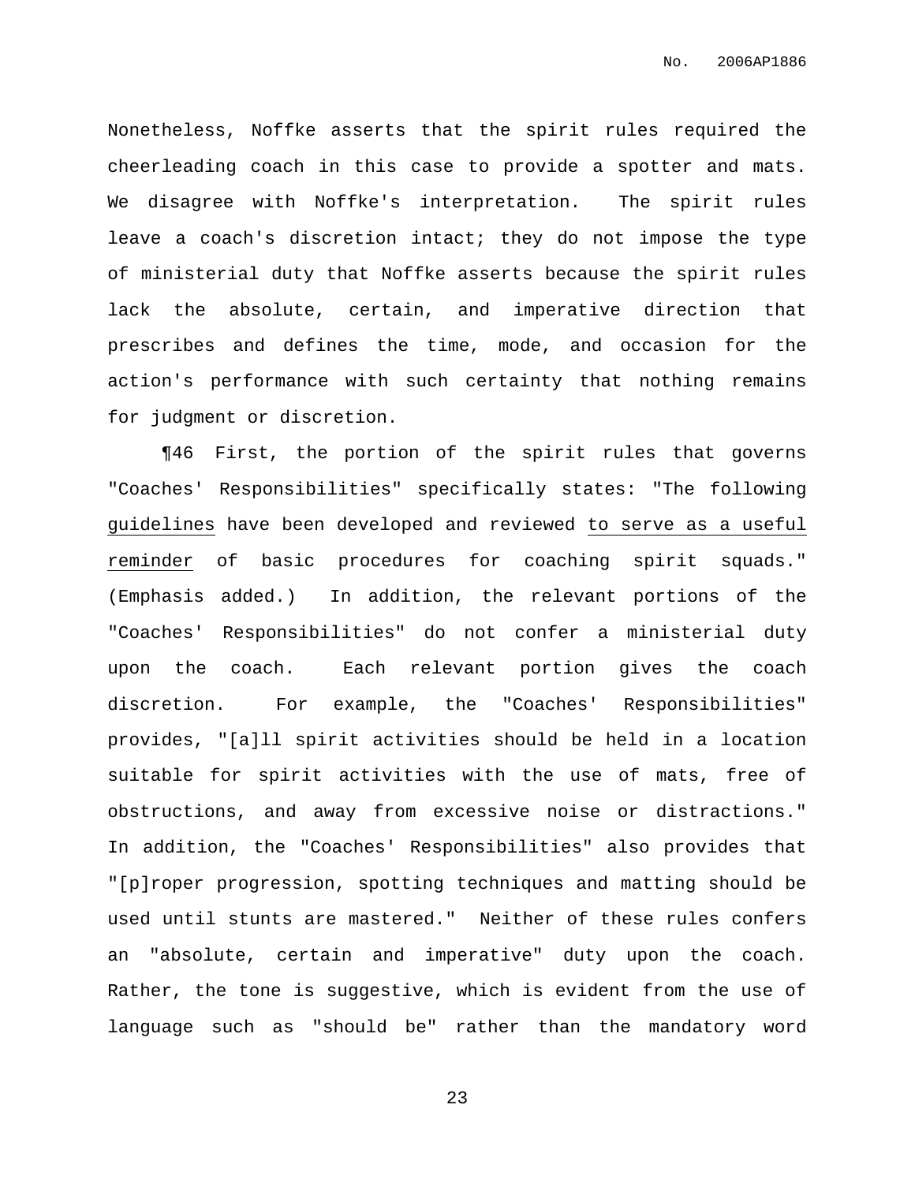Nonetheless, Noffke asserts that the spirit rules required the cheerleading coach in this case to provide a spotter and mats. We disagree with Noffke's interpretation. The spirit rules leave a coach's discretion intact; they do not impose the type of ministerial duty that Noffke asserts because the spirit rules lack the absolute, certain, and imperative direction that prescribes and defines the time, mode, and occasion for the action's performance with such certainty that nothing remains for judgment or discretion.

¶46 First, the portion of the spirit rules that governs "Coaches' Responsibilities" specifically states: "The following <u>guidelines</u> have been developed and reviewed <u>to serve as a useful reminder</u> of basic procedures for coaching spirit squads." (Emphasis added.) In addition, the relevant portions of the "Coaches' Responsibilities" do not confer a ministerial duty upon the coach. Each relevant portion gives the coach discretion. For example, the "Coaches' Responsibilities" provides, "[a]ll spirit activities should be held in a location suitable for spirit activities with the use of mats, free of obstructions, and away from excessive noise or distractions." In addition, the "Coaches' Responsibilities" also provides that "[p]roper progression, spotting techniques and matting should be used until stunts are mastered." Neither of these rules confers an "absolute, certain and imperative" duty upon the coach. Rather, the tone is suggestive, which is evident from the use of language such as "should be" rather than the mandatory word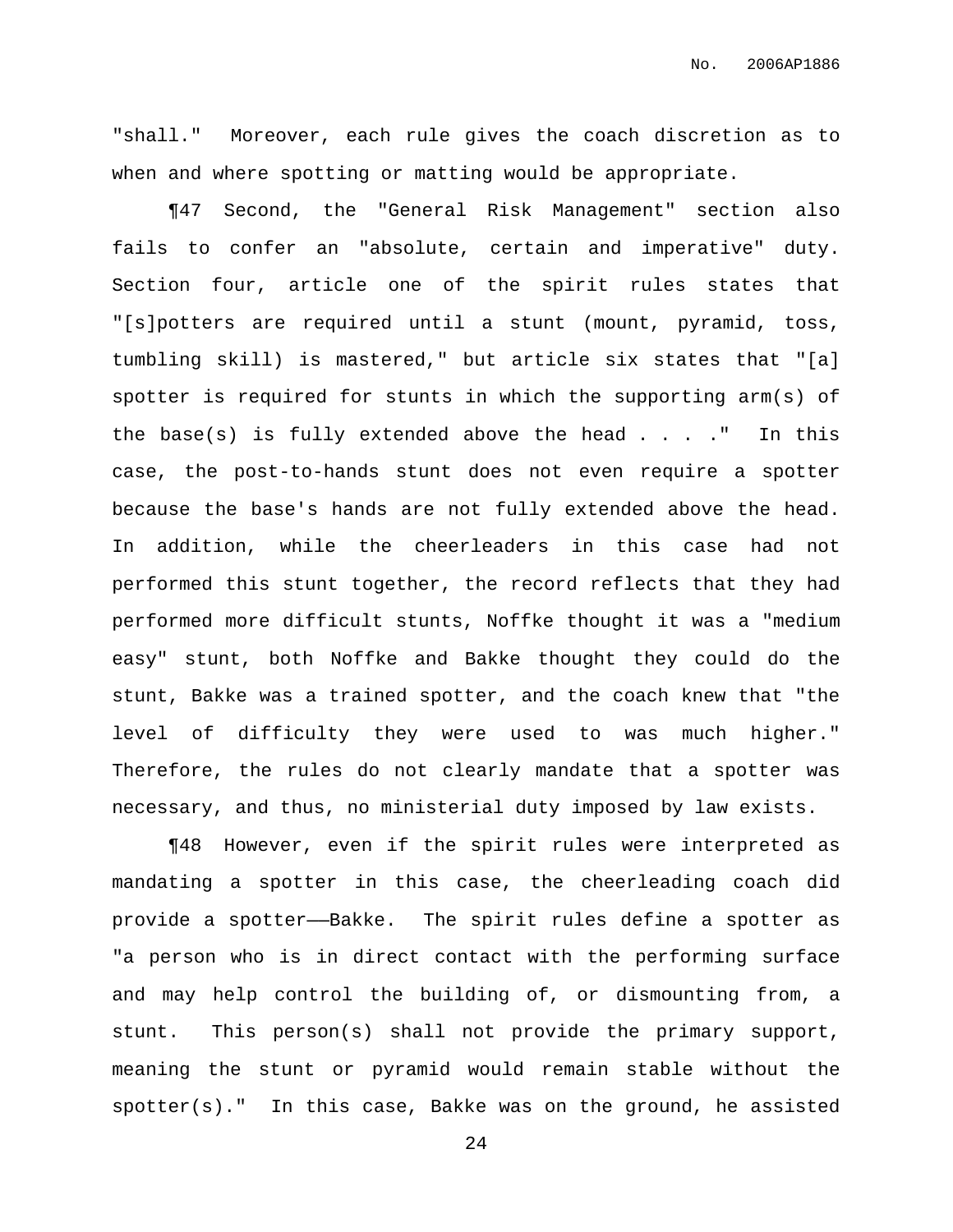"shall." Moreover, each rule gives the coach discretion as to when and where spotting or matting would be appropriate.

¶47 Second, the "General Risk Management" section also fails to confer an "absolute, certain and imperative" duty. Section four, article one of the spirit rules states that "[s]potters are required until a stunt (mount, pyramid, toss, tumbling skill) is mastered," but article six states that "[a] spotter is required for stunts in which the supporting arm(s) of the base(s) is fully extended above the head . . . ." In this case, the post-to-hands stunt does not even require a spotter because the base's hands are not fully extended above the head. In addition, while the cheerleaders in this case had not performed this stunt together, the record reflects that they had performed more difficult stunts, Noffke thought it was a "medium easy" stunt, both Noffke and Bakke thought they could do the stunt, Bakke was a trained spotter, and the coach knew that "the level of difficulty they were used to was much higher." Therefore, the rules do not clearly mandate that a spotter was necessary, and thus, no ministerial duty imposed by law exists.

¶48 However, even if the spirit rules were interpreted as mandating a spotter in this case, the cheerleading coach did provide a spotter——Bakke. The spirit rules define a spotter as "a person who is in direct contact with the performing surface and may help control the building of, or dismounting from, a stunt. This person(s) shall not provide the primary support, meaning the stunt or pyramid would remain stable without the spotter(s)." In this case, Bakke was on the ground, he assisted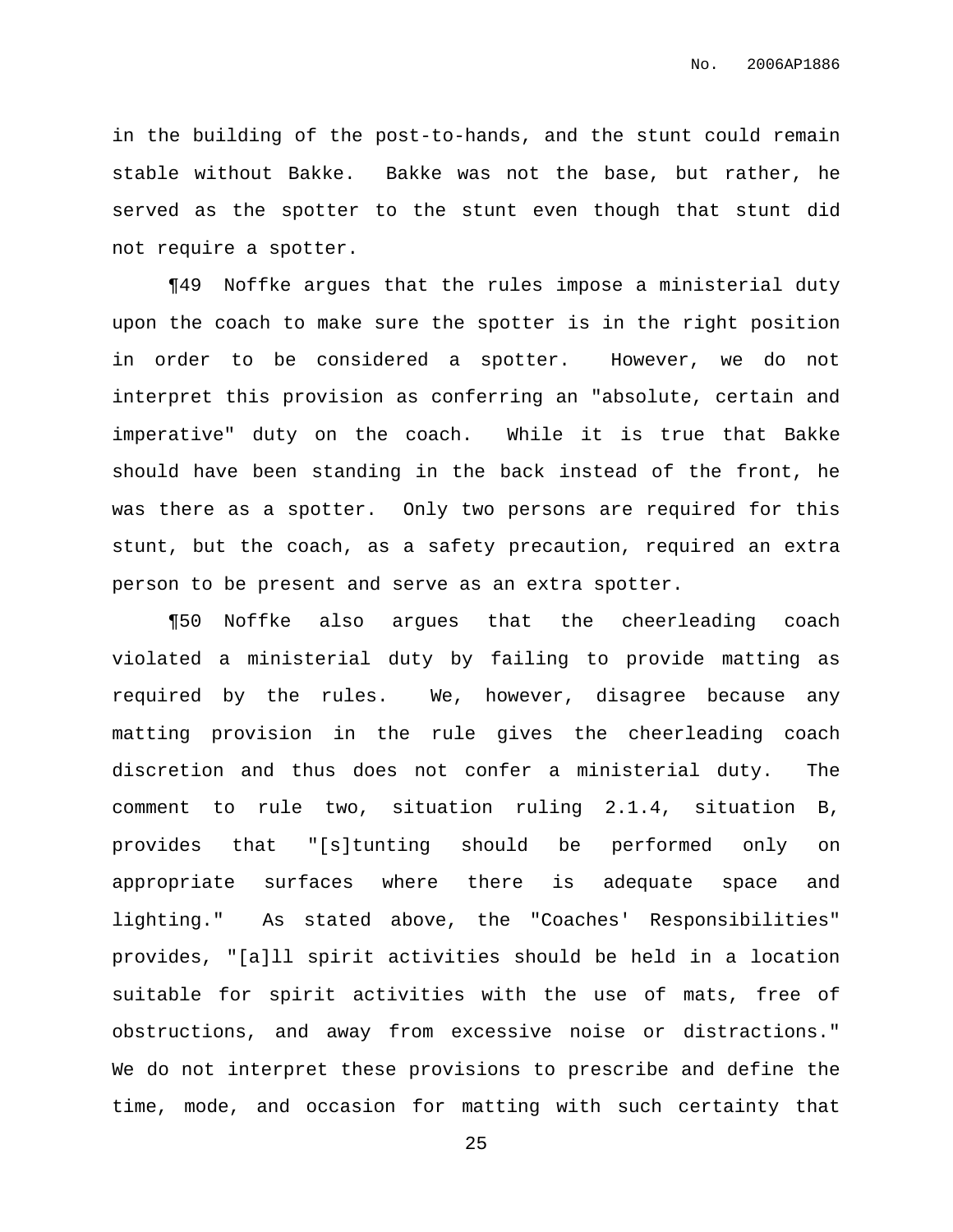in the building of the post-to-hands, and the stunt could remain stable without Bakke. Bakke was not the base, but rather, he served as the spotter to the stunt even though that stunt did not require a spotter.

¶49 Noffke argues that the rules impose a ministerial duty upon the coach to make sure the spotter is in the right position in order to be considered a spotter. However, we do not interpret this provision as conferring an "absolute, certain and imperative" duty on the coach. While it is true that Bakke should have been standing in the back instead of the front, he was there as a spotter. Only two persons are required for this stunt, but the coach, as a safety precaution, required an extra person to be present and serve as an extra spotter.

¶50 Noffke also argues that the cheerleading coach violated a ministerial duty by failing to provide matting as required by the rules. We, however, disagree because any matting provision in the rule gives the cheerleading coach discretion and thus does not confer a ministerial duty. The comment to rule two, situation ruling 2.1.4, situation B, provides that "[s]tunting should be performed only on appropriate surfaces where there is adequate space and lighting." As stated above, the "Coaches' Responsibilities" provides, "[a]ll spirit activities should be held in a location suitable for spirit activities with the use of mats, free of obstructions, and away from excessive noise or distractions." We do not interpret these provisions to prescribe and define the time, mode, and occasion for matting with such certainty that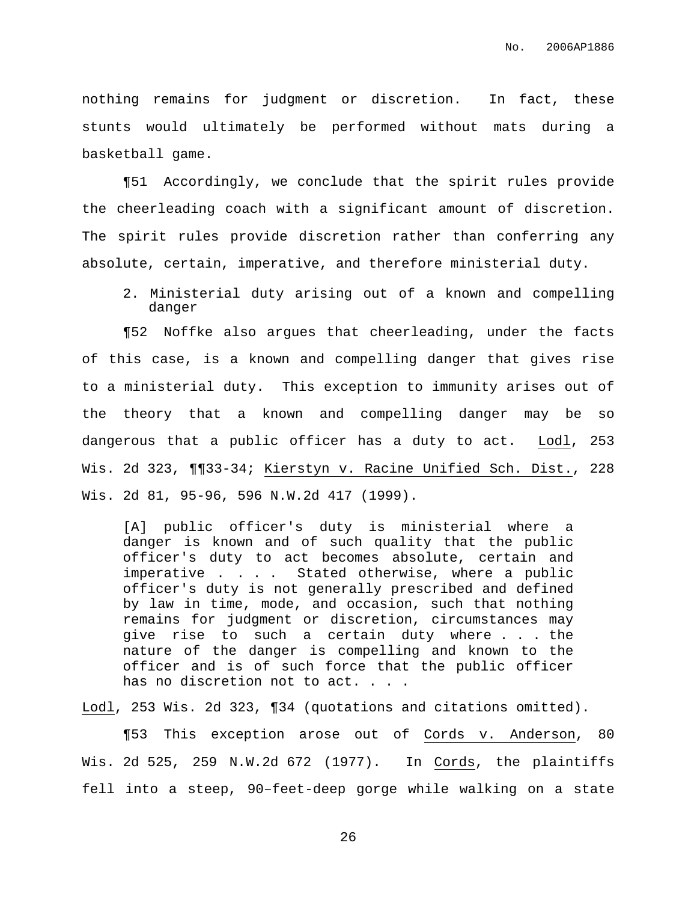nothing remains for judgment or discretion. In fact, these stunts would ultimately be performed without mats during a basketball game.

¶51 Accordingly, we conclude that the spirit rules provide the cheerleading coach with a significant amount of discretion. The spirit rules provide discretion rather than conferring any absolute, certain, imperative, and therefore ministerial duty.

2. Ministerial duty arising out of a known and compelling danger

¶52 Noffke also argues that cheerleading, under the facts of this case, is a known and compelling danger that gives rise to a ministerial duty. This exception to immunity arises out of the theory that a known and compelling danger may be so dangerous that a public officer has a duty to act. Lodl, 253 Wis. 2d 323, ¶¶33-34; Kierstyn v. Racine Unified Sch. Dist., 228 Wis. 2d 81, 95-96, 596 N.W.2d 417 (1999).

> [A] public officer's duty is ministerial where a danger is known and of such quality that the public officer's duty to act becomes absolute, certain and imperative . . . . Stated otherwise, where a public officer's duty is not generally prescribed and defined by law in time, mode, and occasion, such that nothing remains for judgment or discretion, circumstances may give rise to such a certain duty where . . . the nature of the danger is compelling and known to the officer and is of such force that the public officer has no discretion not to act. . . .

Lodl, 253 Wis. 2d 323, ¶34 (quotations and citations omitted).

¶53 This exception arose out of Cords v. Anderson, 80 Wis. 2d 525, 259 N.W.2d 672 (1977). In Cords, the plaintiffs fell into a steep, 90–feet-deep gorge while walking on a state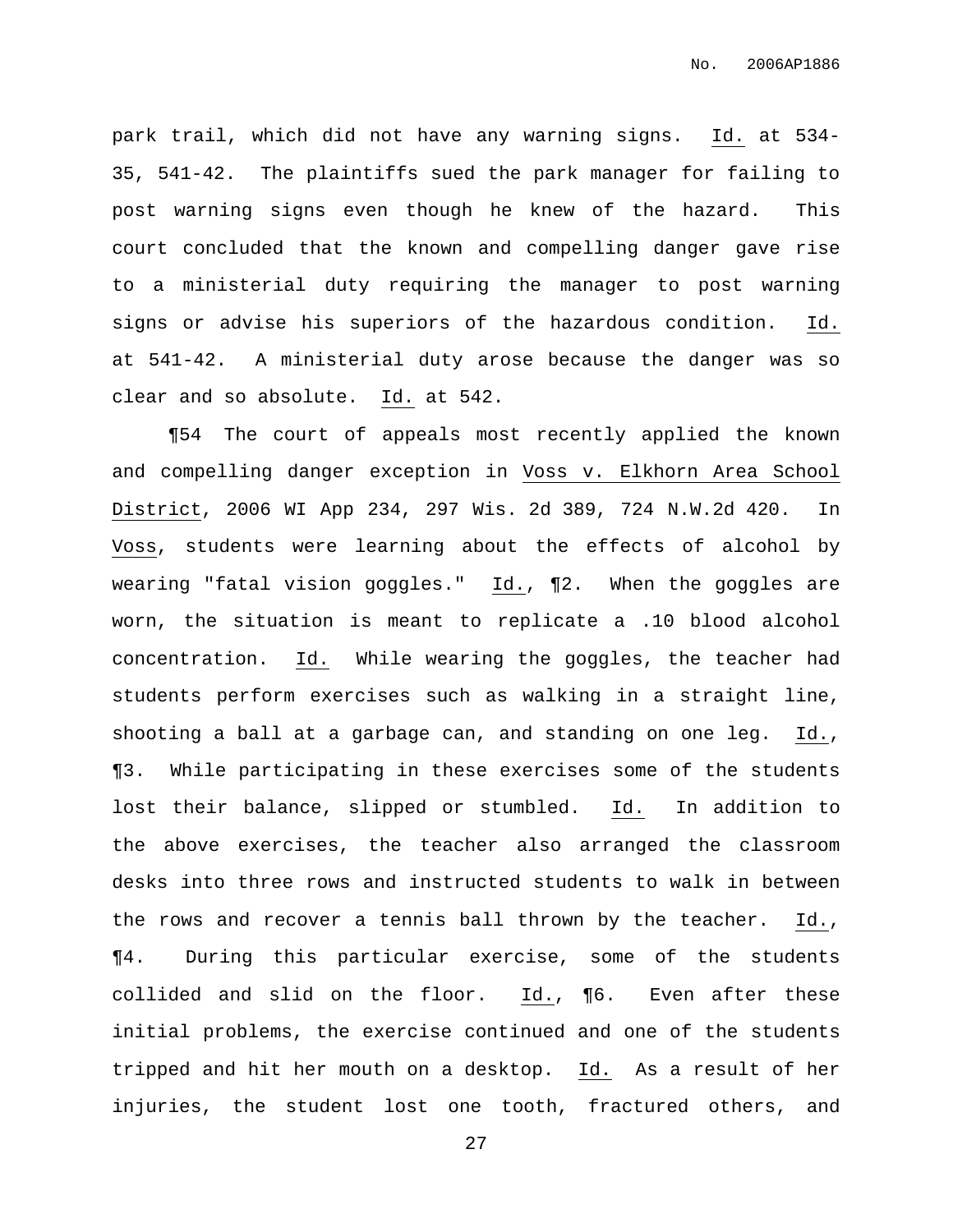park trail, which did not have any warning signs. Id. at 534-35, 541-42. The plaintiffs sued the park manager for failing to post warning signs even though he knew of the hazard. This court concluded that the known and compelling danger gave rise to a ministerial duty requiring the manager to post warning signs or advise his superiors of the hazardous condition. Id. at 541-42. A ministerial duty arose because the danger was so clear and so absolute. Id. at 542.

¶54 The court of appeals most recently applied the known and compelling danger exception in Voss v. Elkhorn Area School District, 2006 WI App 234, 297 Wis. 2d 389, 724 N.W.2d 420. In Voss, students were learning about the effects of alcohol by wearing "fatal vision goggles." Id., ¶2. When the goggles are worn, the situation is meant to replicate a .10 blood alcohol concentration. Id. While wearing the goggles, the teacher had students perform exercises such as walking in a straight line, shooting a ball at a garbage can, and standing on one leg. Id., ¶3. While participating in these exercises some of the students lost their balance, slipped or stumbled. Id. In addition to the above exercises, the teacher also arranged the classroom desks into three rows and instructed students to walk in between the rows and recover a tennis ball thrown by the teacher. Id., ¶4. During this particular exercise, some of the students collided and slid on the floor. Id., ¶6. Even after these initial problems, the exercise continued and one of the students tripped and hit her mouth on a desktop. Id. As a result of her injuries, the student lost one tooth, fractured others, and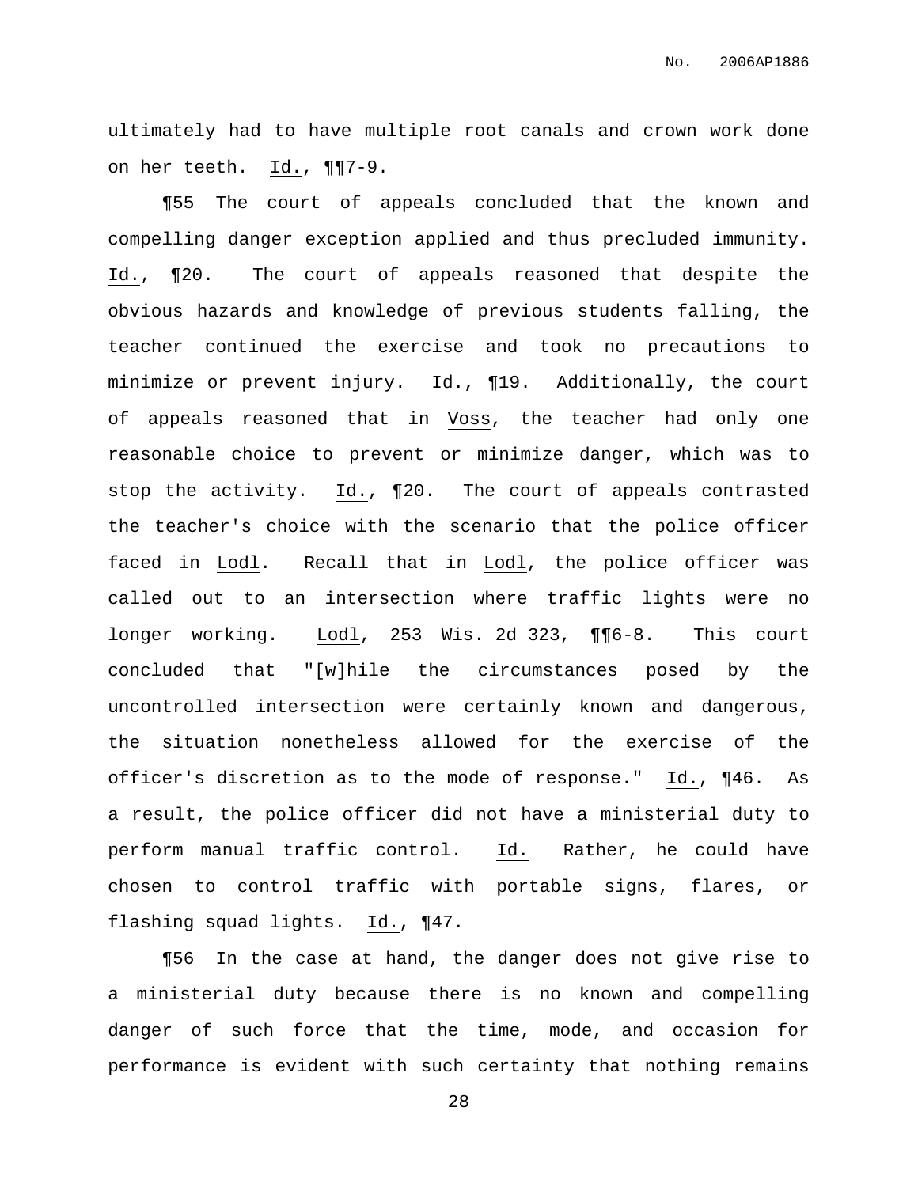ultimately had to have multiple root canals and crown work done on her teeth. Id., ¶¶7-9.

¶55 The court of appeals concluded that the known and compelling danger exception applied and thus precluded immunity. Id., ¶20. The court of appeals reasoned that despite the obvious hazards and knowledge of previous students falling, the teacher continued the exercise and took no precautions to minimize or prevent injury. Id., ¶19. Additionally, the court of appeals reasoned that in Voss, the teacher had only one reasonable choice to prevent or minimize danger, which was to stop the activity. Id., ¶20. The court of appeals contrasted the teacher's choice with the scenario that the police officer faced in Lodl. Recall that in Lodl, the police officer was called out to an intersection where traffic lights were no longer working. Lodl, 253 Wis. 2d 323, ¶¶6-8. This court concluded that "[w]hile the circumstances posed by the uncontrolled intersection were certainly known and dangerous, the situation nonetheless allowed for the exercise of the officer's discretion as to the mode of response." Id., ¶46. As a result, the police officer did not have a ministerial duty to perform manual traffic control. Id. Rather, he could have chosen to control traffic with portable signs, flares, or flashing squad lights. Id., ¶47.

¶56 In the case at hand, the danger does not give rise to a ministerial duty because there is no known and compelling danger of such force that the time, mode, and occasion for performance is evident with such certainty that nothing remains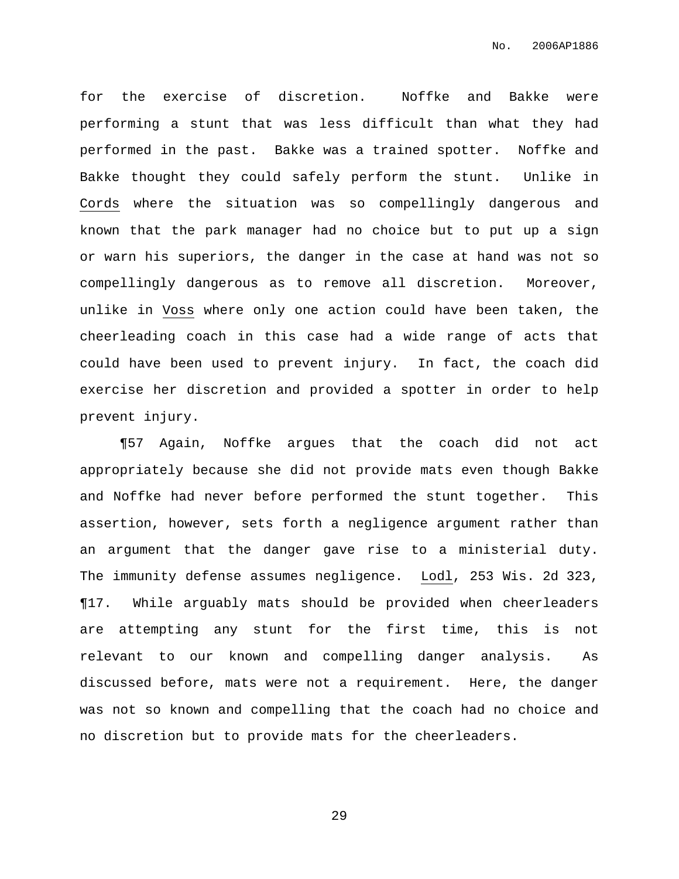for the exercise of discretion. Noffke and Bakke were performing a stunt that was less difficult than what they had performed in the past. Bakke was a trained spotter. Noffke and Bakke thought they could safely perform the stunt. Unlike in Cords where the situation was so compellingly dangerous and known that the park manager had no choice but to put up a sign or warn his superiors, the danger in the case at hand was not so compellingly dangerous as to remove all discretion. Moreover, unlike in Voss where only one action could have been taken, the cheerleading coach in this case had a wide range of acts that could have been used to prevent injury. In fact, the coach did exercise her discretion and provided a spotter in order to help prevent injury.

¶57 Again, Noffke argues that the coach did not act appropriately because she did not provide mats even though Bakke and Noffke had never before performed the stunt together. This assertion, however, sets forth a negligence argument rather than an argument that the danger gave rise to a ministerial duty. The immunity defense assumes negligence. Lodl, 253 Wis. 2d 323, ¶17. While arguably mats should be provided when cheerleaders are attempting any stunt for the first time, this is not relevant to our known and compelling danger analysis. As discussed before, mats were not a requirement. Here, the danger was not so known and compelling that the coach had no choice and no discretion but to provide mats for the cheerleaders.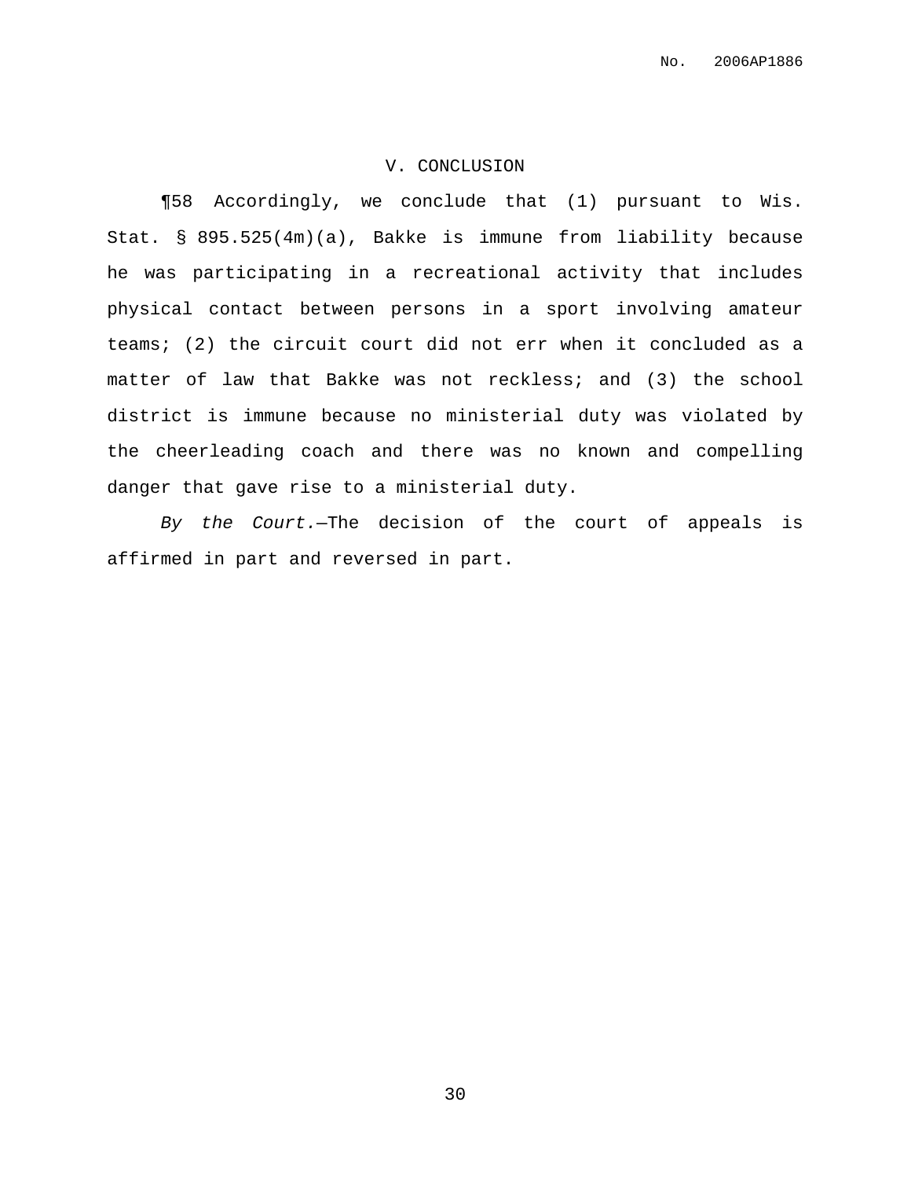## V. CONCLUSION

¶58 Accordingly, we conclude that (1) pursuant to Wis. Stat. § 895.525(4m)(a), Bakke is immune from liability because he was participating in a recreational activity that includes physical contact between persons in a sport involving amateur teams; (2) the circuit court did not err when it concluded as a matter of law that Bakke was not reckless; and (3) the school district is immune because no ministerial duty was violated by the cheerleading coach and there was no known and compelling danger that gave rise to a ministerial duty.

*By the Court.*—The decision of the court of appeals is affirmed in part and reversed in part.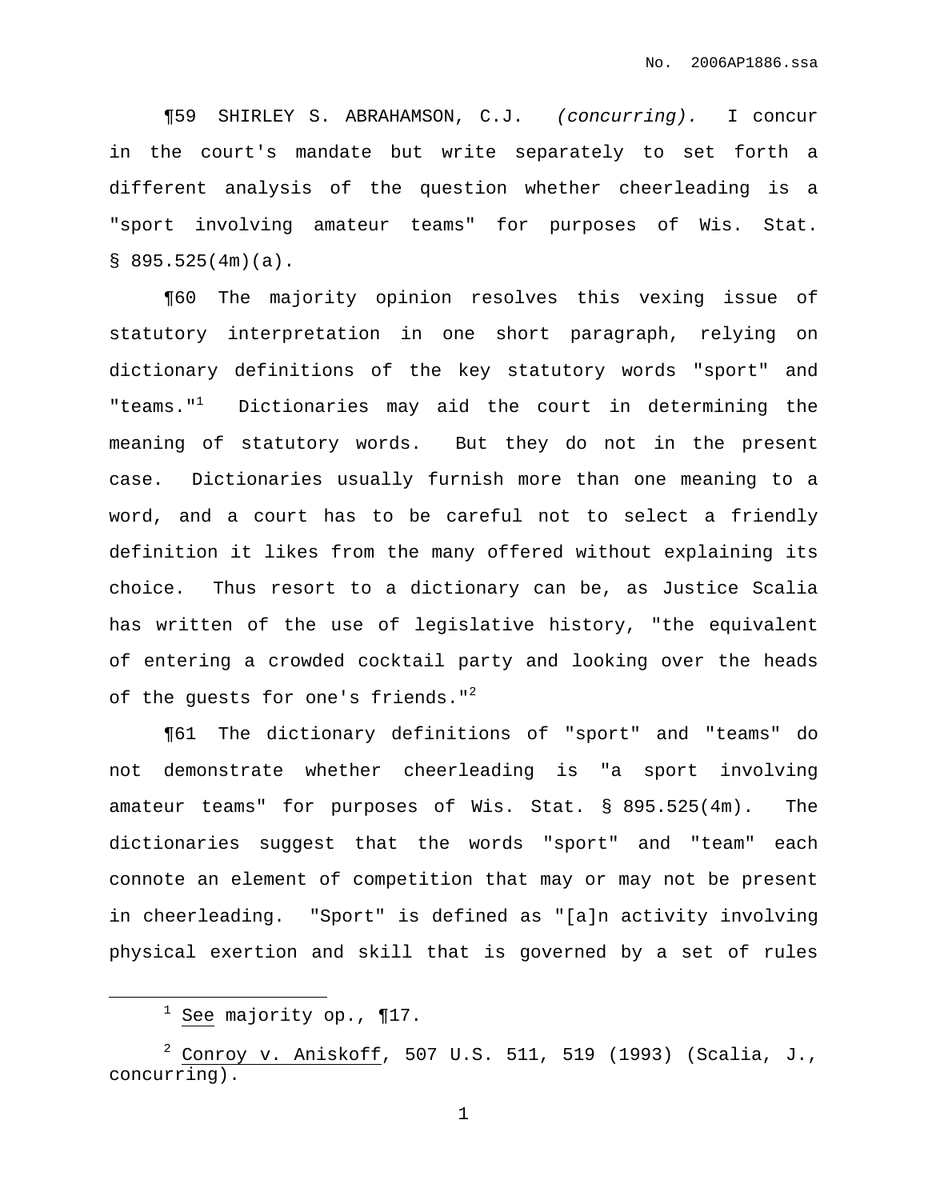¶59 SHIRLEY S. ABRAHAMSON, C.J. *(concurring).* I concur in the court's mandate but write separately to set forth a different analysis of the question whether cheerleading is a "sport involving amateur teams" for purposes of Wis. Stat. § 895.525(4m)(a).

¶60 The majority opinion resolves this vexing issue of statutory interpretation in one short paragraph, relying on dictionary definitions of the key statutory words "sport" and "teams."[1] Dictionaries may aid the court in determining the meaning of statutory words. But they do not in the present case. Dictionaries usually furnish more than one meaning to a word, and a court has to be careful not to select a friendly definition it likes from the many offered without explaining its choice. Thus resort to a dictionary can be, as Justice Scalia has written of the use of legislative history, "the equivalent of entering a crowded cocktail party and looking over the heads of the guests for one's friends."[2]

¶61 The dictionary definitions of "sport" and "teams" do not demonstrate whether cheerleading is "a sport involving amateur teams" for purposes of Wis. Stat. § 895.525(4m). The dictionaries suggest that the words "sport" and "team" each connote an element of competition that may or may not be present in cheerleading. "Sport" is defined as "[a]n activity involving physical exertion and skill that is governed by a set of rules

---

[1] See majority op., ¶17.

[2] Conroy v. Aniskoff, 507 U.S. 511, 519 (1993) (Scalia, J., concurring).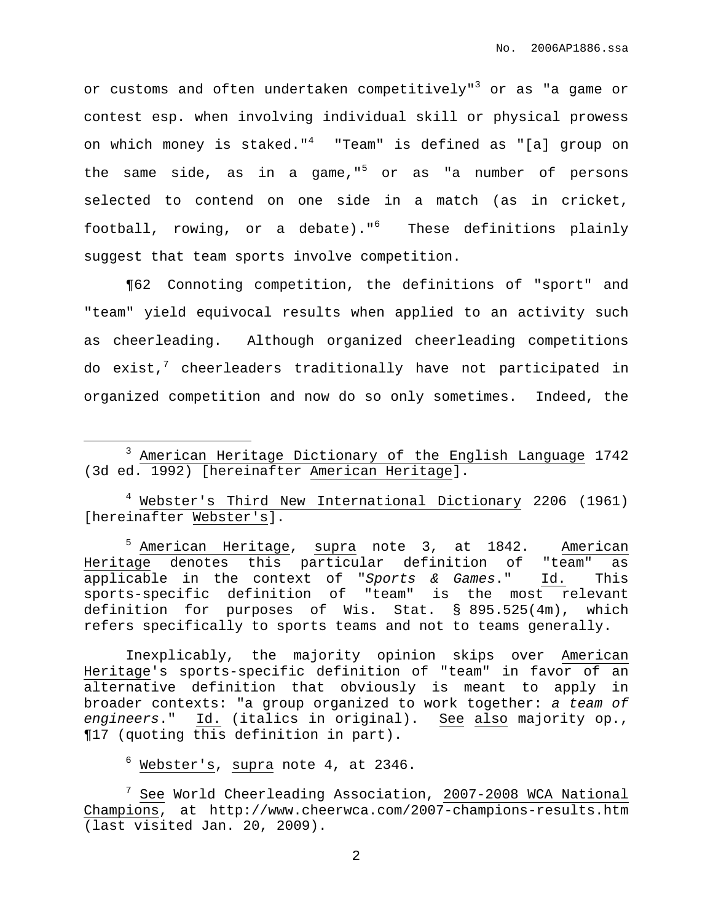or customs and often undertaken competitively"[3] or as "a game or contest esp. when involving individual skill or physical prowess on which money is staked."[4] "Team" is defined as "[a] group on the same side, as in a game,"[5] or as "a number of persons selected to contend on one side in a match (as in cricket, football, rowing, or a debate)."[6] These definitions plainly suggest that team sports involve competition.

¶62 Connoting competition, the definitions of "sport" and "team" yield equivocal results when applied to an activity such as cheerleading. Although organized cheerleading competitions do exist,[7] cheerleaders traditionally have not participated in organized competition and now do so only sometimes. Indeed, the

---

[3] American Heritage Dictionary of the English Language 1742 (3d ed. 1992) [hereinafter American Heritage].

[4] Webster's Third New International Dictionary 2206 (1961) [hereinafter Webster's].

[5] American Heritage, supra note 3, at 1842. American Heritage denotes this particular definition of "team" as applicable in the context of "*Sports & Games*." Id. This sports-specific definition of "team" is the most relevant definition for purposes of Wis. Stat. § 895.525(4m), which refers specifically to sports teams and not to teams generally.

Inexplicably, the majority opinion skips over American Heritage's sports-specific definition of "team" in favor of an alternative definition that obviously is meant to apply in broader contexts: "a group organized to work together: *a team of engineers*." Id. (italics in original). See also majority op., ¶17 (quoting this definition in part).

[6] Webster's, supra note 4, at 2346.

[7] See World Cheerleading Association, 2007-2008 WCA National Champions, at http://www.cheerwca.com/2007-champions-results.htm (last visited Jan. 20, 2009).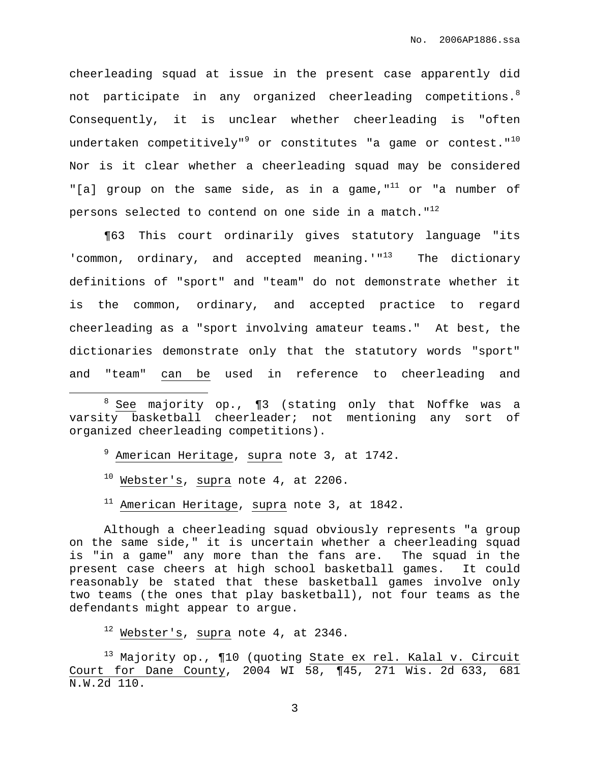cheerleading squad at issue in the present case apparently did not participate in any organized cheerleading competitions.[8] Consequently, it is unclear whether cheerleading is "often undertaken competitively"[9] or constitutes "a game or contest."[10] Nor is it clear whether a cheerleading squad may be considered "[a] group on the same side, as in a game,"[11] or "a number of persons selected to contend on one side in a match."[12]

¶63 This court ordinarily gives statutory language "its 'common, ordinary, and accepted meaning.'"[13] The dictionary definitions of "sport" and "team" do not demonstrate whether it is the common, ordinary, and accepted practice to regard cheerleading as a "sport involving amateur teams." At best, the dictionaries demonstrate only that the statutory words "sport" and "team" <u>can be</u> used in reference to cheerleading and

---

[8] <u>See</u> majority op., ¶3 (stating only that Noffke was a varsity basketball cheerleader; not mentioning any sort of organized cheerleading competitions).

[9] <u>American Heritage</u>, <u>supra</u> note 3, at 1742.

[10] <u>Webster's</u>, <u>supra</u> note 4, at 2206.

[11] <u>American Heritage</u>, <u>supra</u> note 3, at 1842.

Although a cheerleading squad obviously represents "a group on the same side," it is uncertain whether a cheerleading squad is "in a game" any more than the fans are. The squad in the present case cheers at high school basketball games. It could reasonably be stated that these basketball games involve only two teams (the ones that play basketball), not four teams as the defendants might appear to argue.

[12] <u>Webster's</u>, <u>supra</u> note 4, at 2346.

[13] Majority op., ¶10 (quoting <u>State ex rel. Kalal v. Circuit Court for Dane County</u>, 2004 WI 58, ¶45, 271 Wis. 2d 633, 681 N.W.2d 110.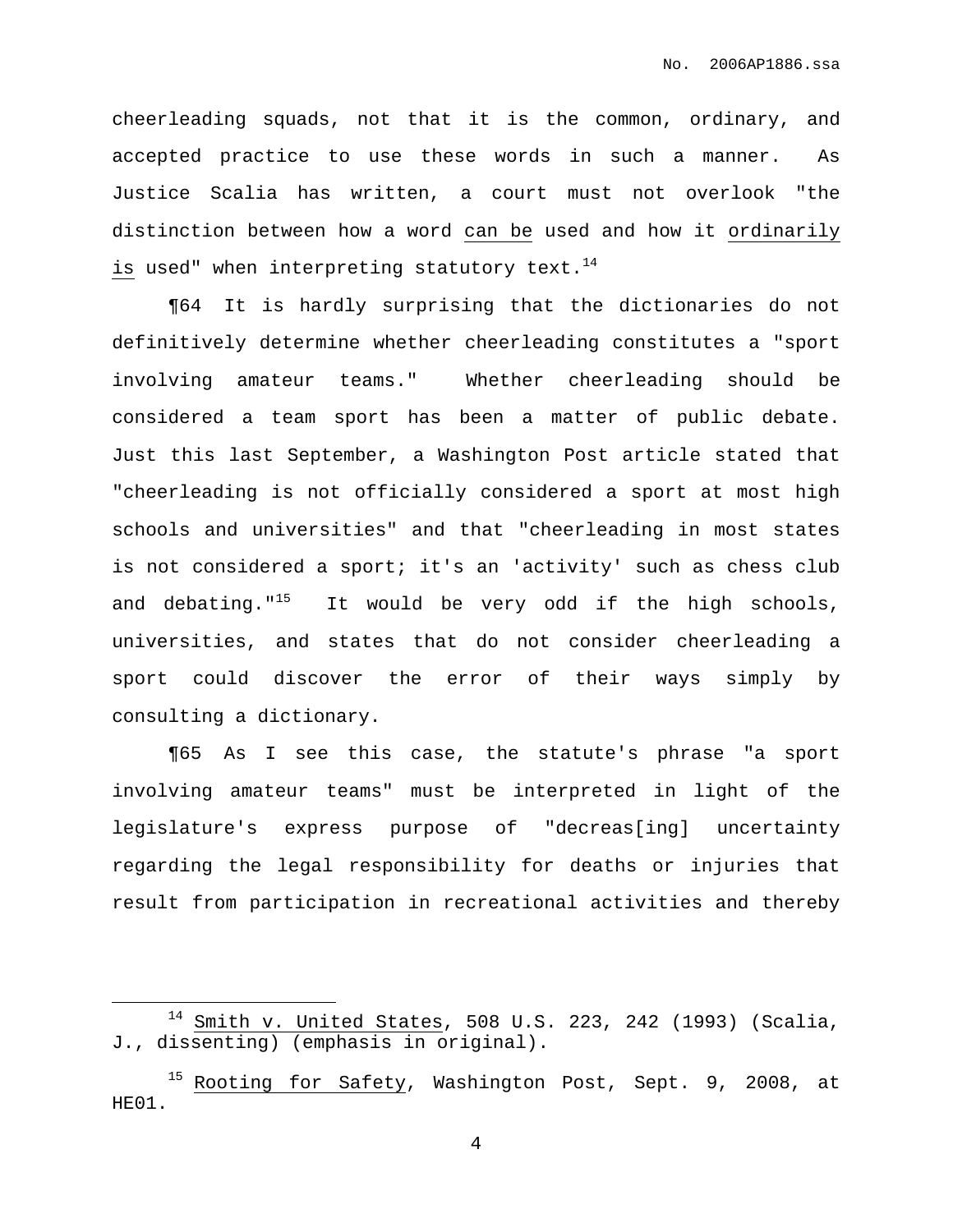cheerleading squads, not that it is the common, ordinary, and accepted practice to use these words in such a manner. As Justice Scalia has written, a court must not overlook "the distinction between how a word <u>can be</u> used and how it <u>ordinarily is</u> used" when interpreting statutory text.[14]

¶64 It is hardly surprising that the dictionaries do not definitively determine whether cheerleading constitutes a "sport involving amateur teams." Whether cheerleading should be considered a team sport has been a matter of public debate. Just this last September, a Washington Post article stated that "cheerleading is not officially considered a sport at most high schools and universities" and that "cheerleading in most states is not considered a sport; it's an 'activity' such as chess club and debating."[15] It would be very odd if the high schools, universities, and states that do not consider cheerleading a sport could discover the error of their ways simply by consulting a dictionary.

¶65 As I see this case, the statute's phrase "a sport involving amateur teams" must be interpreted in light of the legislature's express purpose of "decreas[ing] uncertainty regarding the legal responsibility for deaths or injuries that result from participation in recreational activities and thereby

---

[14] <u>Smith v. United States</u>, 508 U.S. 223, 242 (1993) (Scalia, J., dissenting) (emphasis in original).

[15] <u>Rooting for Safety</u>, Washington Post, Sept. 9, 2008, at HE01.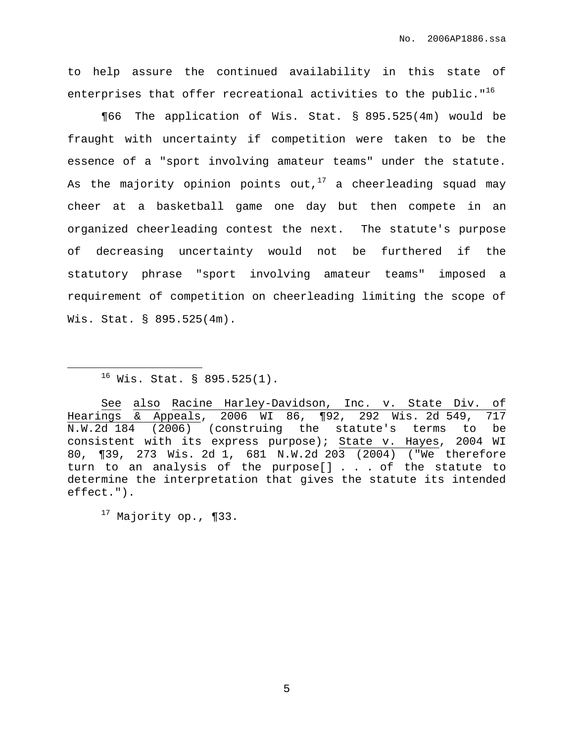to help assure the continued availability in this state of enterprises that offer recreational activities to the public."[16]

¶66 The application of Wis. Stat. § 895.525(4m) would be fraught with uncertainty if competition were taken to be the essence of a "sport involving amateur teams" under the statute. As the majority opinion points out,[17] a cheerleading squad may cheer at a basketball game one day but then compete in an organized cheerleading contest the next. The statute's purpose of decreasing uncertainty would not be furthered if the statutory phrase "sport involving amateur teams" imposed a requirement of competition on cheerleading limiting the scope of Wis. Stat. § 895.525(4m).

---

[16] Wis. Stat. § 895.525(1).

See also Racine Harley-Davidson, Inc. v. State Div. of Hearings & Appeals, 2006 WI 86, ¶92, 292 Wis. 2d 549, 717 N.W.2d 184 (2006) (construing the statute's terms to be consistent with its express purpose); State v. Hayes, 2004 WI 80, ¶39, 273 Wis. 2d 1, 681 N.W.2d 203 (2004) ("We therefore turn to an analysis of the purpose[] . . . of the statute to determine the interpretation that gives the statute its intended effect.").

[17] Majority op., ¶33.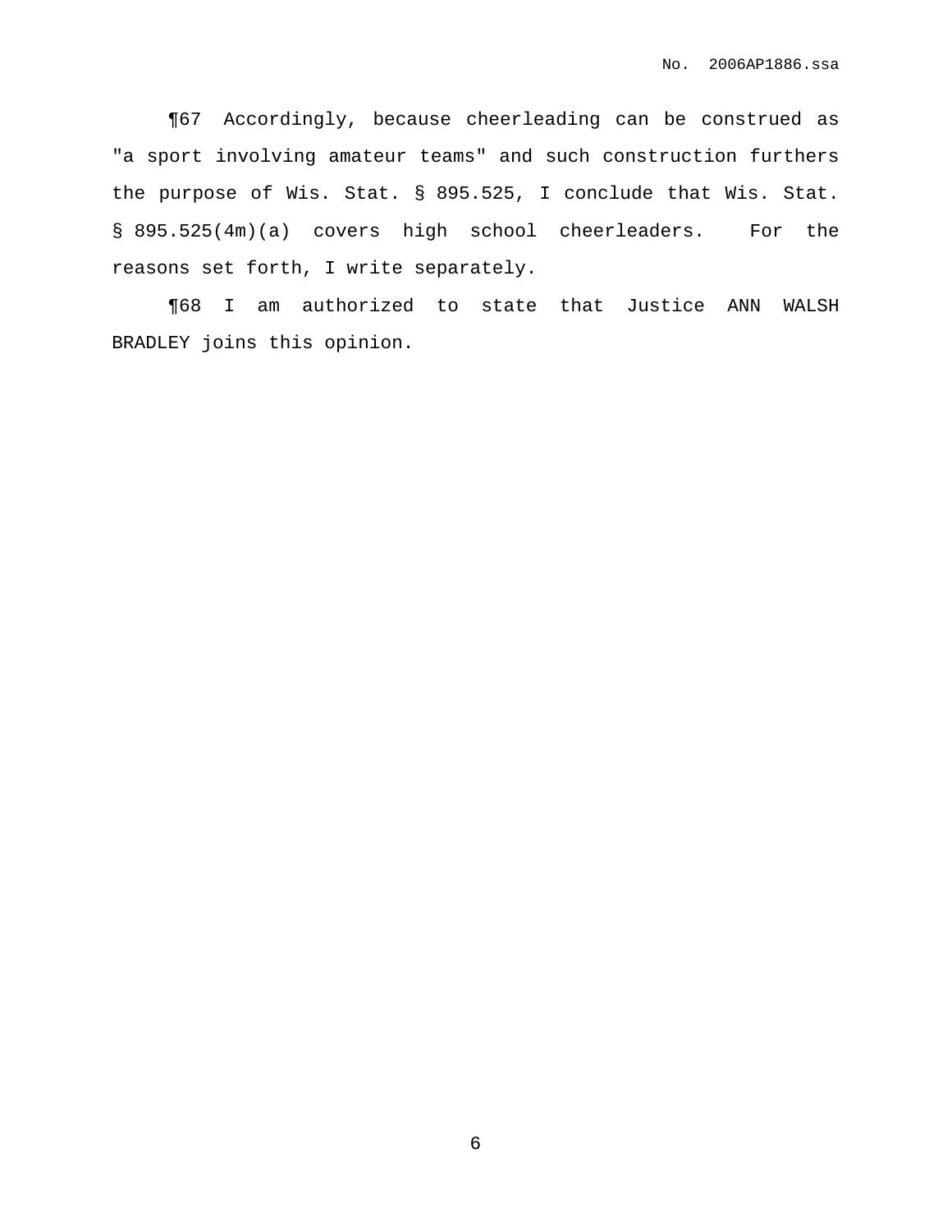¶67 Accordingly, because cheerleading can be construed as "a sport involving amateur teams" and such construction furthers the purpose of Wis. Stat. § 895.525, I conclude that Wis. Stat. § 895.525(4m)(a) covers high school cheerleaders. For the reasons set forth, I write separately.

¶68 I am authorized to state that Justice ANN WALSH BRADLEY joins this opinion.